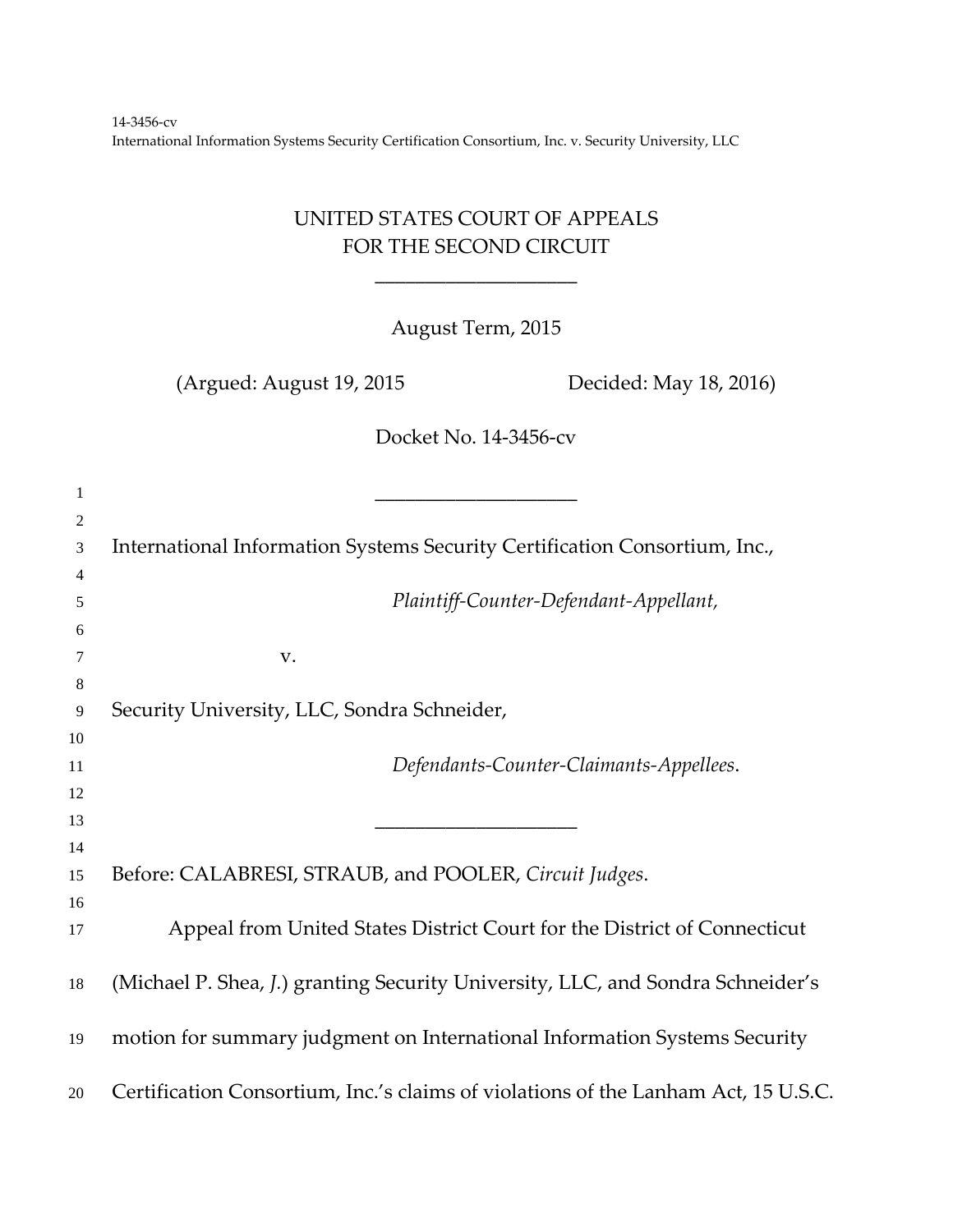14-3456-cv
International Information Systems Security Certification Consortium, Inc. v. Security University, LLC

UNITED STATES COURT OF APPEALS
FOR THE SECOND CIRCUIT

\_\_\_\_\_\_\_\_\_\_\_\_\_\_\_\_\_\_\_\_

August Term, 2015

(Argued: August 19, 2015 Decided: May 18, 2016)

Docket No. 14-3456-cv

\_\_\_\_\_\_\_\_\_\_\_\_\_\_\_\_\_\_\_\_

International Information Systems Security Certification Consortium, Inc.,

*Plaintiff-Counter-Defendant-Appellant,*

v.

Security University, LLC, Sondra Schneider,

*Defendants-Counter-Claimants-Appellees.*

\_\_\_\_\_\_\_\_\_\_\_\_\_\_\_\_\_\_\_\_

Before: CALABRESI, STRAUB, and POOLER, *Circuit Judges*.

Appeal from United States District Court for the District of Connecticut (Michael P. Shea, *J.*) granting Security University, LLC, and Sondra Schneider's motion for summary judgment on International Information Systems Security Certification Consortium, Inc.'s claims of violations of the Lanham Act, 15 U.S.C.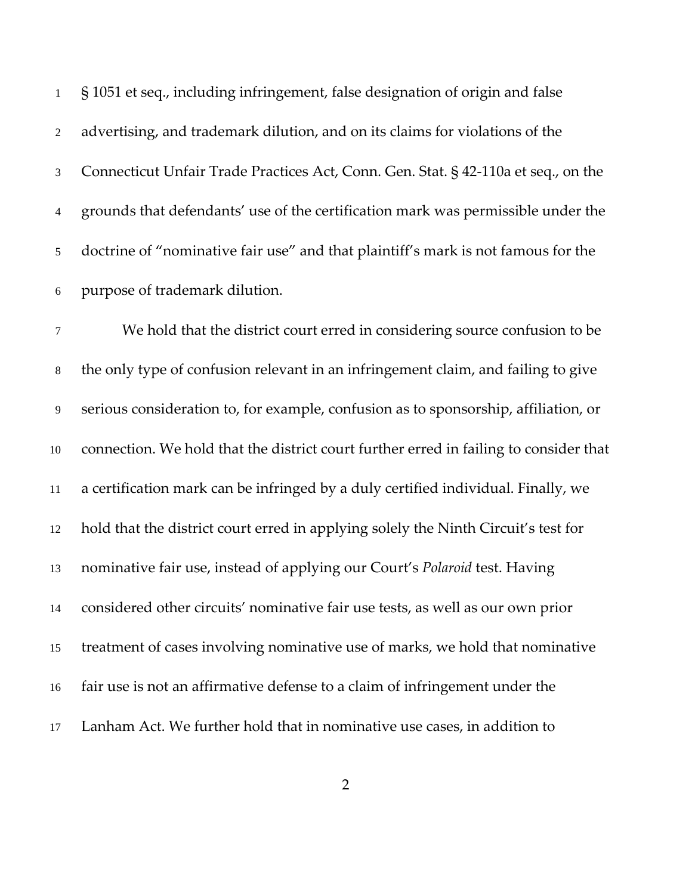§ 1051 et seq., including infringement, false designation of origin and false advertising, and trademark dilution, and on its claims for violations of the Connecticut Unfair Trade Practices Act, Conn. Gen. Stat. § 42-110a et seq., on the grounds that defendants' use of the certification mark was permissible under the doctrine of "nominative fair use" and that plaintiff's mark is not famous for the purpose of trademark dilution.

We hold that the district court erred in considering source confusion to be the only type of confusion relevant in an infringement claim, and failing to give serious consideration to, for example, confusion as to sponsorship, affiliation, or connection. We hold that the district court further erred in failing to consider that a certification mark can be infringed by a duly certified individual. Finally, we hold that the district court erred in applying solely the Ninth Circuit's test for nominative fair use, instead of applying our Court's *Polaroid* test. Having considered other circuits' nominative fair use tests, as well as our own prior treatment of cases involving nominative use of marks, we hold that nominative fair use is not an affirmative defense to a claim of infringement under the Lanham Act. We further hold that in nominative use cases, in addition to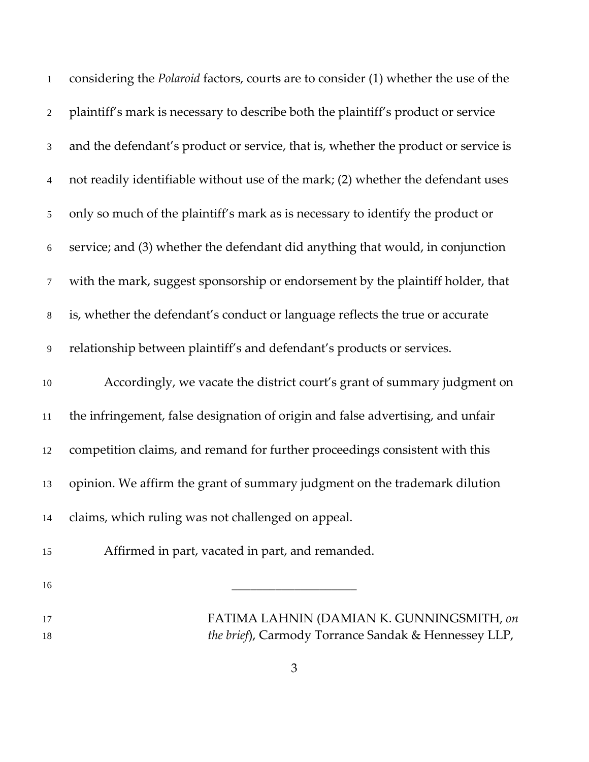considering the *Polaroid* factors, courts are to consider (1) whether the use of the plaintiff's mark is necessary to describe both the plaintiff's product or service and the defendant's product or service, that is, whether the product or service is not readily identifiable without use of the mark; (2) whether the defendant uses only so much of the plaintiff's mark as is necessary to identify the product or service; and (3) whether the defendant did anything that would, in conjunction with the mark, suggest sponsorship or endorsement by the plaintiff holder, that is, whether the defendant's conduct or language reflects the true or accurate relationship between plaintiff's and defendant's products or services.

Accordingly, we vacate the district court's grant of summary judgment on the infringement, false designation of origin and false advertising, and unfair competition claims, and remand for further proceedings consistent with this opinion. We affirm the grant of summary judgment on the trademark dilution claims, which ruling was not challenged on appeal.

Affirmed in part, vacated in part, and remanded.

\_\_\_\_\_\_\_\_\_\_\_\_\_\_\_\_\_\_\_\_\_

FATIMA LAHNIN (DAMIAN K. GUNNINGSMITH, *on the brief*), Carmody Torrance Sandak & Hennessey LLP,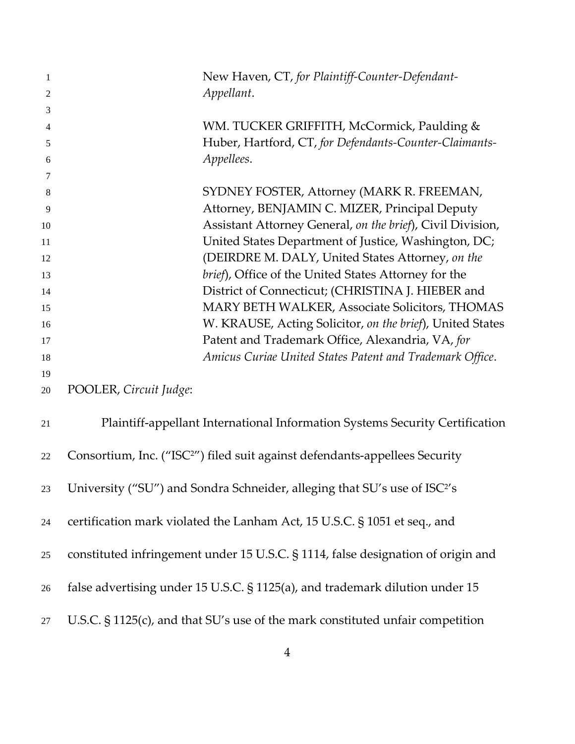New Haven, CT, *for Plaintiff-Counter-Defendant-Appellant*.

WM. TUCKER GRIFFITH, McCormick, Paulding & Huber, Hartford, CT, *for Defendants-Counter-Claimants-Appellees*.

SYDNEY FOSTER, Attorney (MARK R. FREEMAN, Attorney, BENJAMIN C. MIZER, Principal Deputy Assistant Attorney General, *on the brief*), Civil Division, United States Department of Justice, Washington, DC; (DEIRDRE M. DALY, United States Attorney, *on the brief*), Office of the United States Attorney for the District of Connecticut; (CHRISTINA J. HIEBER and MARY BETH WALKER, Associate Solicitors, THOMAS W. KRAUSE, Acting Solicitor, *on the brief*), United States Patent and Trademark Office, Alexandria, VA, *for Amicus Curiae United States Patent and Trademark Office*.

POOLER, *Circuit Judge*:

Plaintiff-appellant International Information Systems Security Certification Consortium, Inc. ("ISC²") filed suit against defendants-appellees Security University ("SU") and Sondra Schneider, alleging that SU's use of ISC²'s certification mark violated the Lanham Act, 15 U.S.C. § 1051 et seq., and constituted infringement under 15 U.S.C. § 1114, false designation of origin and false advertising under 15 U.S.C. § 1125(a), and trademark dilution under 15 U.S.C. § 1125(c), and that SU's use of the mark constituted unfair competition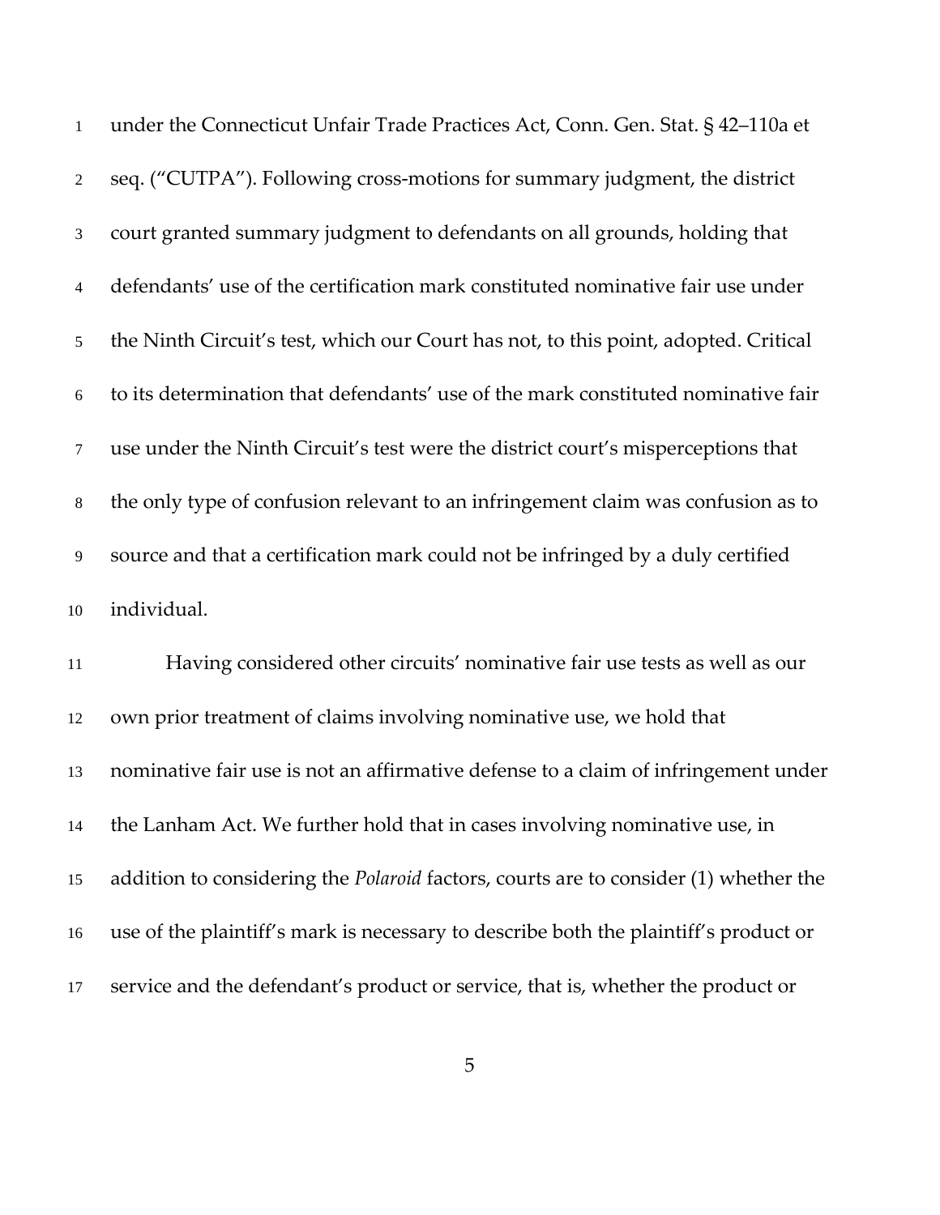under the Connecticut Unfair Trade Practices Act, Conn. Gen. Stat. § 42–110a et seq. ("CUTPA"). Following cross-motions for summary judgment, the district court granted summary judgment to defendants on all grounds, holding that defendants' use of the certification mark constituted nominative fair use under the Ninth Circuit's test, which our Court has not, to this point, adopted. Critical to its determination that defendants' use of the mark constituted nominative fair use under the Ninth Circuit's test were the district court's misperceptions that the only type of confusion relevant to an infringement claim was confusion as to source and that a certification mark could not be infringed by a duly certified individual.

Having considered other circuits' nominative fair use tests as well as our own prior treatment of claims involving nominative use, we hold that nominative fair use is not an affirmative defense to a claim of infringement under the Lanham Act. We further hold that in cases involving nominative use, in addition to considering the *Polaroid* factors, courts are to consider (1) whether the use of the plaintiff's mark is necessary to describe both the plaintiff's product or service and the defendant's product or service, that is, whether the product or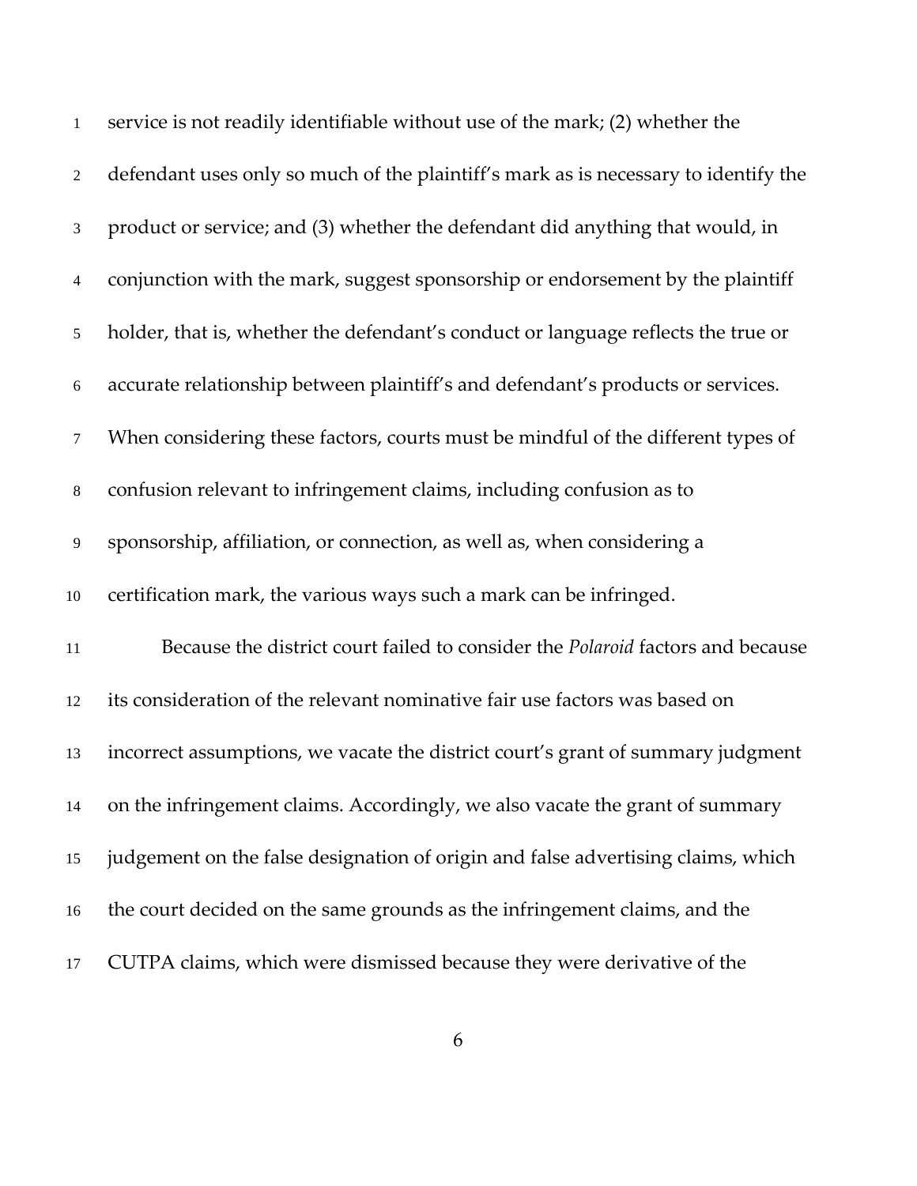service is not readily identifiable without use of the mark; (2) whether the defendant uses only so much of the plaintiff's mark as is necessary to identify the product or service; and (3) whether the defendant did anything that would, in conjunction with the mark, suggest sponsorship or endorsement by the plaintiff holder, that is, whether the defendant's conduct or language reflects the true or accurate relationship between plaintiff's and defendant's products or services. When considering these factors, courts must be mindful of the different types of confusion relevant to infringement claims, including confusion as to sponsorship, affiliation, or connection, as well as, when considering a certification mark, the various ways such a mark can be infringed.

Because the district court failed to consider the *Polaroid* factors and because its consideration of the relevant nominative fair use factors was based on incorrect assumptions, we vacate the district court's grant of summary judgment on the infringement claims. Accordingly, we also vacate the grant of summary judgement on the false designation of origin and false advertising claims, which the court decided on the same grounds as the infringement claims, and the CUTPA claims, which were dismissed because they were derivative of the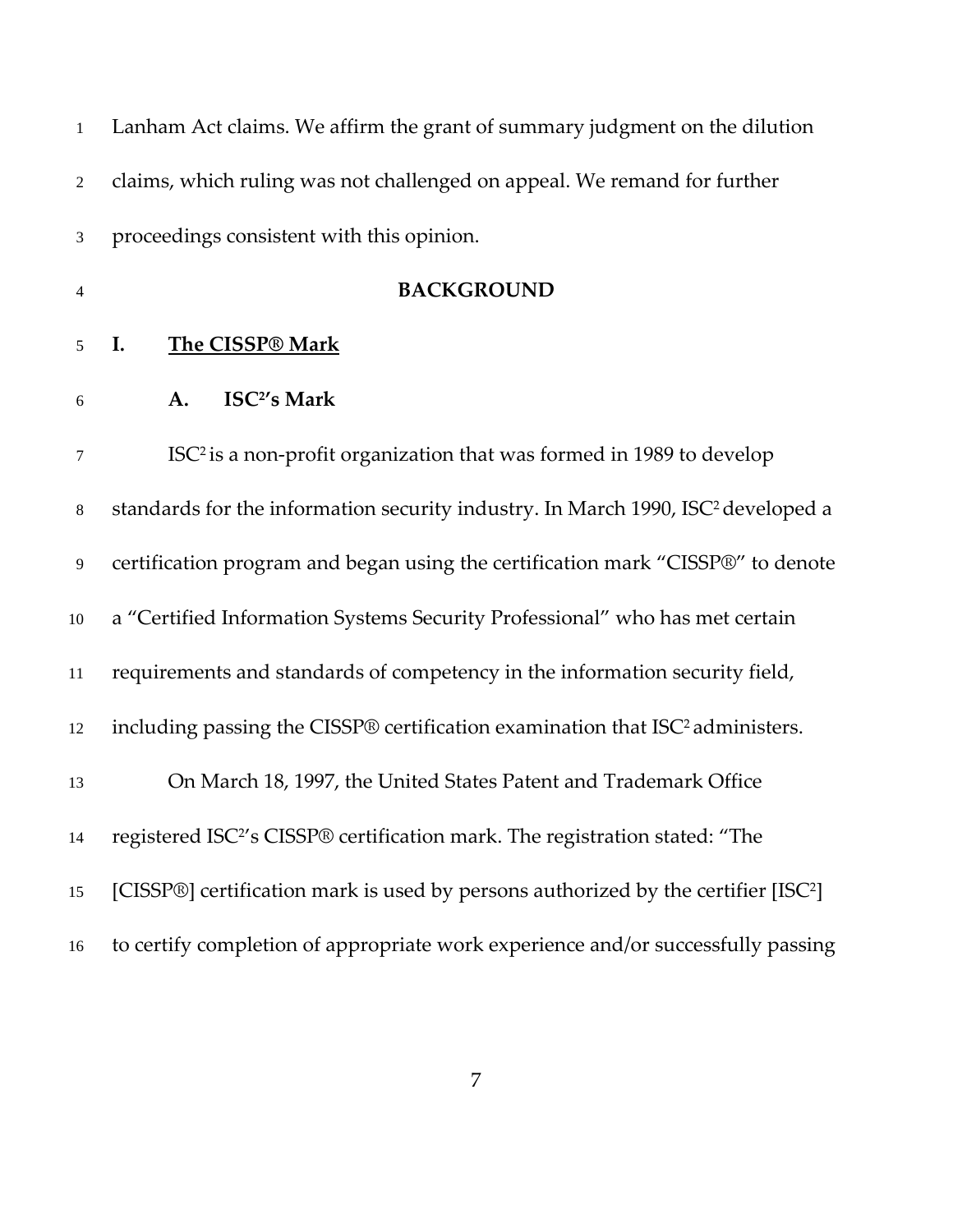Lanham Act claims. We affirm the grant of summary judgment on the dilution claims, which ruling was not challenged on appeal. We remand for further proceedings consistent with this opinion.

## BACKGROUND

### I. The CISSP® Mark

#### A. ISC²'s Mark

ISC² is a non-profit organization that was formed in 1989 to develop standards for the information security industry. In March 1990, ISC² developed a certification program and began using the certification mark "CISSP®" to denote a "Certified Information Systems Security Professional" who has met certain requirements and standards of competency in the information security field, including passing the CISSP® certification examination that ISC² administers.

On March 18, 1997, the United States Patent and Trademark Office registered ISC²'s CISSP® certification mark. The registration stated: "The [CISSP®] certification mark is used by persons authorized by the certifier [ISC²] to certify completion of appropriate work experience and/or successfully passing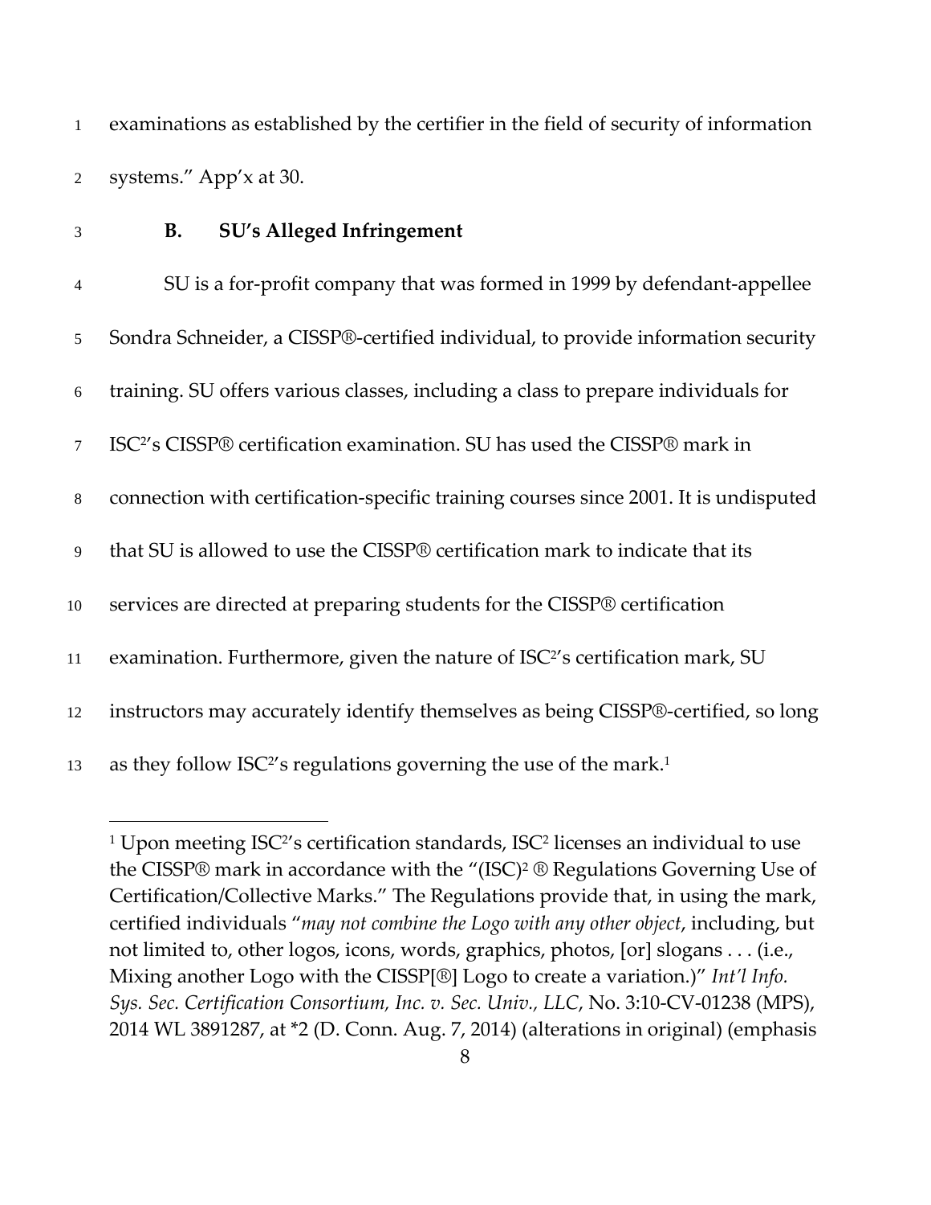examinations as established by the certifier in the field of security of information systems." App'x at 30.

### B. SU's Alleged Infringement

SU is a for-profit company that was formed in 1999 by defendant-appellee Sondra Schneider, a CISSP®-certified individual, to provide information security training. SU offers various classes, including a class to prepare individuals for ISC²'s CISSP® certification examination. SU has used the CISSP® mark in connection with certification-specific training courses since 2001. It is undisputed that SU is allowed to use the CISSP® certification mark to indicate that its services are directed at preparing students for the CISSP® certification examination. Furthermore, given the nature of ISC²'s certification mark, SU instructors may accurately identify themselves as being CISSP®-certified, so long as they follow ISC²'s regulations governing the use of the mark.[1]

---

[1] Upon meeting ISC²'s certification standards, ISC² licenses an individual to use the CISSP® mark in accordance with the "(ISC)² ® Regulations Governing Use of Certification/Collective Marks." The Regulations provide that, in using the mark, certified individuals "*may not combine the Logo with any other object*, including, but not limited to, other logos, icons, words, graphics, photos, [or] slogans . . . (i.e., Mixing another Logo with the CISSP[®] Logo to create a variation.)" *Int'l Info. Sys. Sec. Certification Consortium, Inc. v. Sec. Univ., LLC*, No. 3:10-CV-01238 (MPS), 2014 WL 3891287, at *2 (D. Conn. Aug. 7, 2014) (alterations in original) (emphasis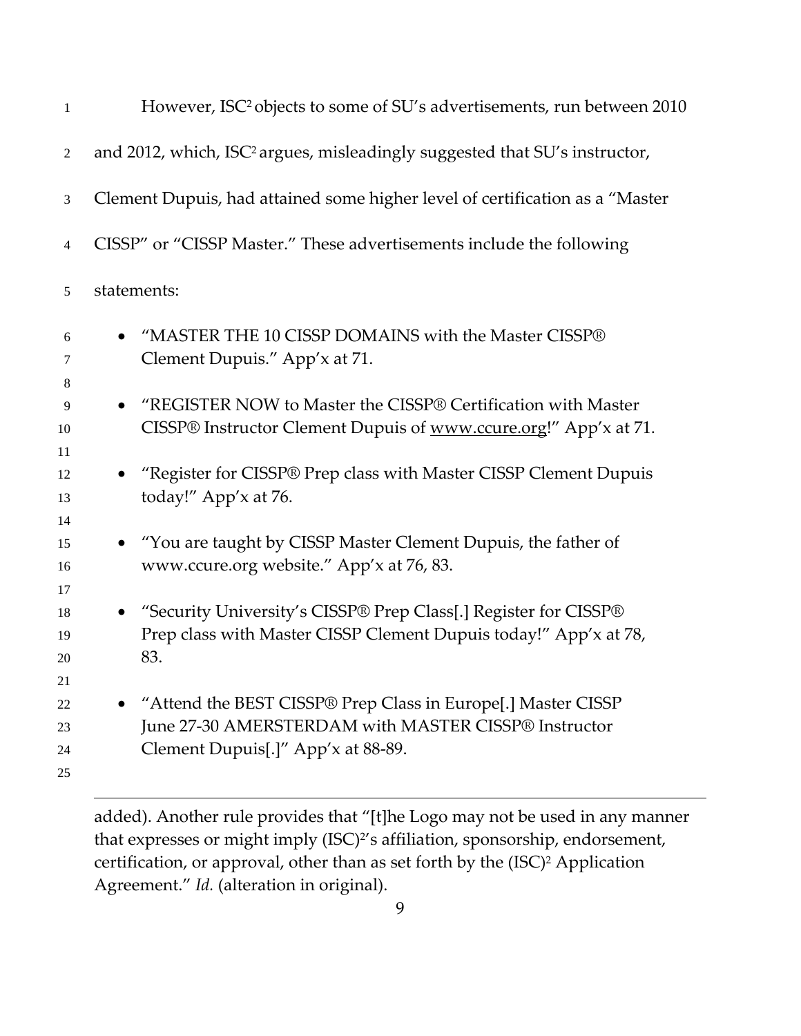However, ISC² objects to some of SU's advertisements, run between 2010 and 2012, which, ISC² argues, misleadingly suggested that SU's instructor, Clement Dupuis, had attained some higher level of certification as a "Master CISSP" or "CISSP Master." These advertisements include the following statements:

- "MASTER THE 10 CISSP DOMAINS with the Master CISSP® Clement Dupuis." App'x at 71.
- "REGISTER NOW to Master the CISSP® Certification with Master CISSP® Instructor Clement Dupuis of www.ccure.org!" App'x at 71.
- "Register for CISSP® Prep class with Master CISSP Clement Dupuis today!" App'x at 76.
- "You are taught by CISSP Master Clement Dupuis, the father of www.ccure.org website." App'x at 76, 83.
- "Security University's CISSP® Prep Class[.] Register for CISSP® Prep class with Master CISSP Clement Dupuis today!" App'x at 78, 83.
- "Attend the BEST CISSP® Prep Class in Europe[.] Master CISSP June 27-30 AMERSTERDAM with MASTER CISSP® Instructor Clement Dupuis[.]" App'x at 88-89.

---

added). Another rule provides that "[t]he Logo may not be used in any manner that expresses or might imply (ISC)²'s affiliation, sponsorship, endorsement, certification, or approval, other than as set forth by the (ISC)² Application Agreement." *Id.* (alteration in original).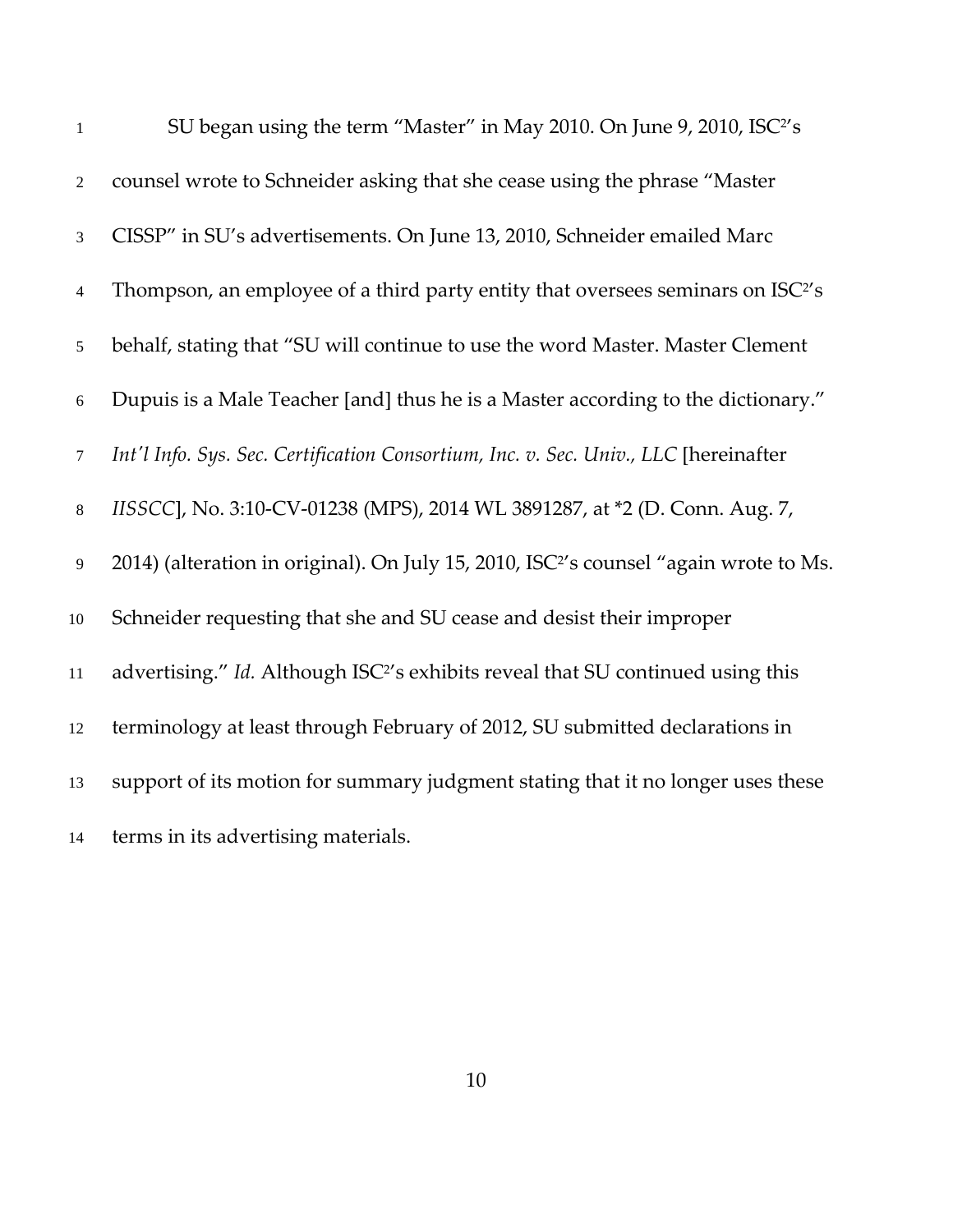SU began using the term "Master" in May 2010. On June 9, 2010, ISC²'s counsel wrote to Schneider asking that she cease using the phrase "Master CISSP" in SU's advertisements. On June 13, 2010, Schneider emailed Marc Thompson, an employee of a third party entity that oversees seminars on ISC²'s behalf, stating that "SU will continue to use the word Master. Master Clement Dupuis is a Male Teacher [and] thus he is a Master according to the dictionary." *Int'l Info. Sys. Sec. Certification Consortium, Inc. v. Sec. Univ., LLC* [hereinafter *IISSCC*], No. 3:10-CV-01238 (MPS), 2014 WL 3891287, at *2 (D. Conn. Aug. 7, 2014) (alteration in original). On July 15, 2010, ISC²'s counsel "again wrote to Ms. Schneider requesting that she and SU cease and desist their improper advertising." *Id.* Although ISC²'s exhibits reveal that SU continued using this terminology at least through February of 2012, SU submitted declarations in support of its motion for summary judgment stating that it no longer uses these terms in its advertising materials.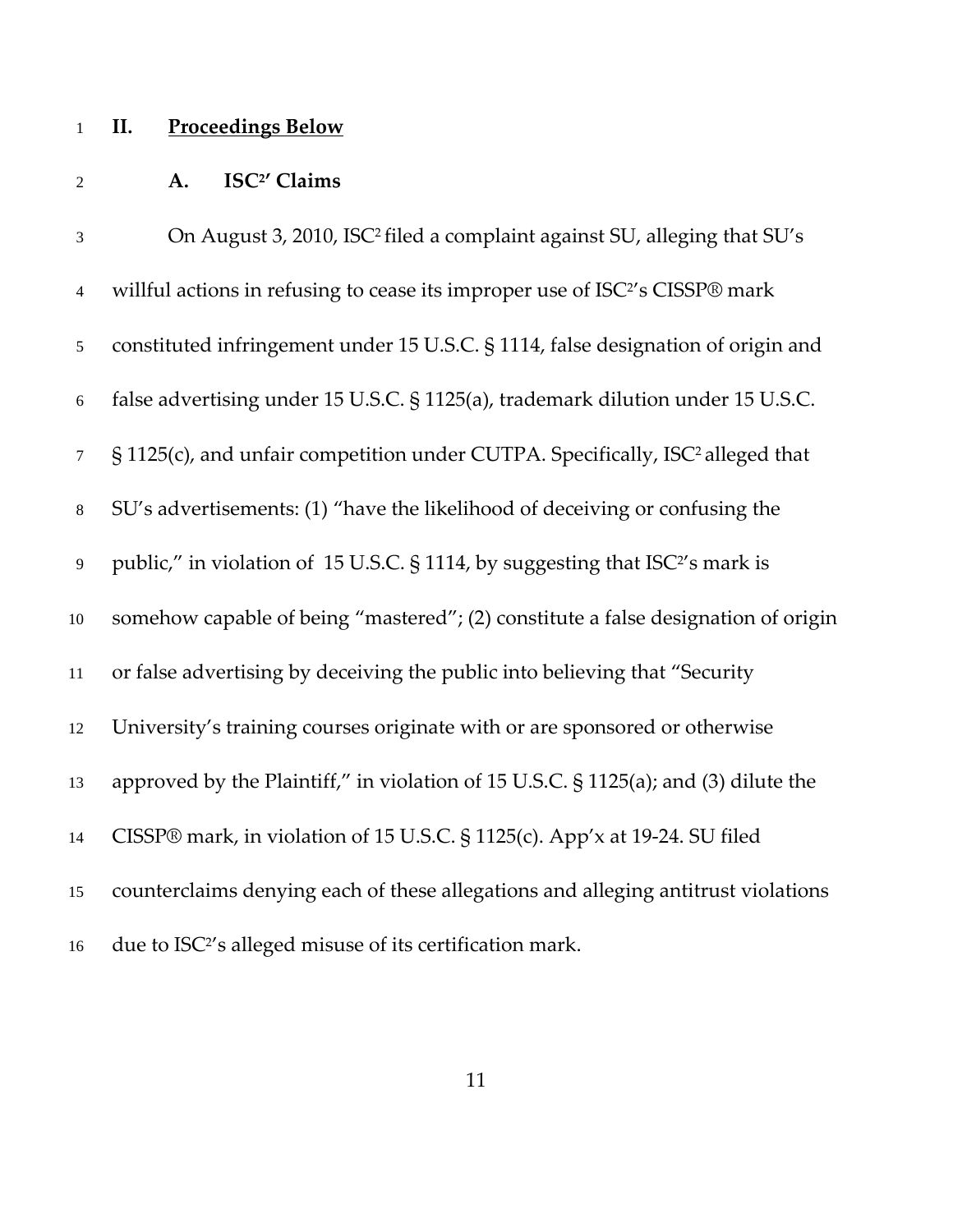## II. Proceedings Below

### A. ISC²' Claims

On August 3, 2010, ISC² filed a complaint against SU, alleging that SU's willful actions in refusing to cease its improper use of ISC²'s CISSP® mark constituted infringement under 15 U.S.C. § 1114, false designation of origin and false advertising under 15 U.S.C. § 1125(a), trademark dilution under 15 U.S.C. § 1125(c), and unfair competition under CUTPA. Specifically, ISC² alleged that SU's advertisements: (1) "have the likelihood of deceiving or confusing the public," in violation of 15 U.S.C. § 1114, by suggesting that ISC²'s mark is somehow capable of being "mastered"; (2) constitute a false designation of origin or false advertising by deceiving the public into believing that "Security University's training courses originate with or are sponsored or otherwise approved by the Plaintiff," in violation of 15 U.S.C. § 1125(a); and (3) dilute the CISSP® mark, in violation of 15 U.S.C. § 1125(c). App'x at 19-24. SU filed counterclaims denying each of these allegations and alleging antitrust violations due to ISC²'s alleged misuse of its certification mark.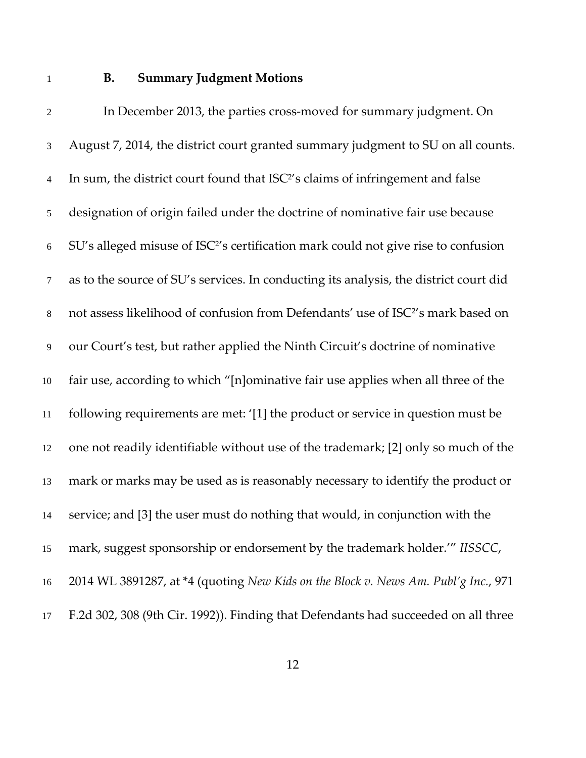### B. Summary Judgment Motions

In December 2013, the parties cross-moved for summary judgment. On August 7, 2014, the district court granted summary judgment to SU on all counts. In sum, the district court found that ISC²'s claims of infringement and false designation of origin failed under the doctrine of nominative fair use because SU's alleged misuse of ISC²'s certification mark could not give rise to confusion as to the source of SU's services. In conducting its analysis, the district court did not assess likelihood of confusion from Defendants' use of ISC²'s mark based on our Court's test, but rather applied the Ninth Circuit's doctrine of nominative fair use, according to which "[n]ominative fair use applies when all three of the following requirements are met: '[1] the product or service in question must be one not readily identifiable without use of the trademark; [2] only so much of the mark or marks may be used as is reasonably necessary to identify the product or service; and [3] the user must do nothing that would, in conjunction with the mark, suggest sponsorship or endorsement by the trademark holder.'" *IISSCC*, 2014 WL 3891287, at *4 (quoting *New Kids on the Block v. News Am. Publ'g Inc.*, 971 F.2d 302, 308 (9th Cir. 1992)). Finding that Defendants had succeeded on all three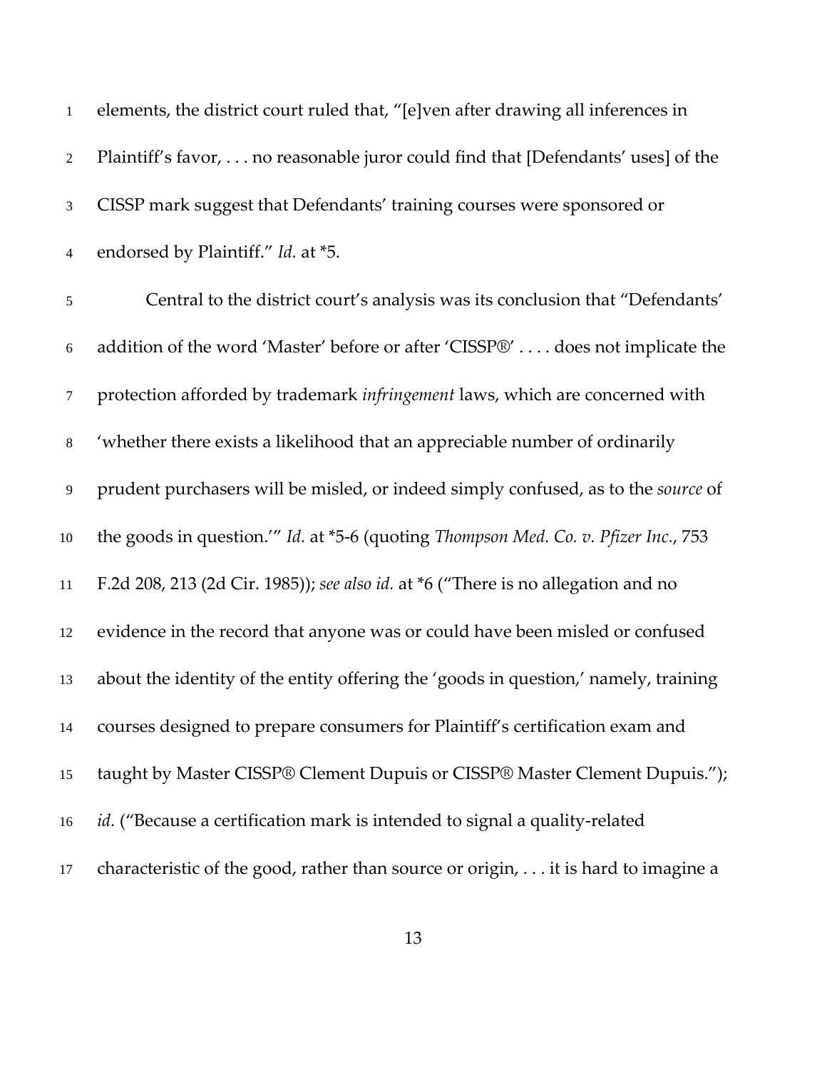elements, the district court ruled that, "[e]ven after drawing all inferences in Plaintiff's favor, . . . no reasonable juror could find that [Defendants' uses] of the CISSP mark suggest that Defendants' training courses were sponsored or endorsed by Plaintiff." *Id.* at *5.

Central to the district court's analysis was its conclusion that "Defendants' addition of the word 'Master' before or after 'CISSP®' . . . . does not implicate the protection afforded by trademark *infringement* laws, which are concerned with 'whether there exists a likelihood that an appreciable number of ordinarily prudent purchasers will be misled, or indeed simply confused, as to the *source* of the goods in question.'" *Id.* at *5-6 (quoting *Thompson Med. Co. v. Pfizer Inc.*, 753 F.2d 208, 213 (2d Cir. 1985)); *see also id.* at *6 ("There is no allegation and no evidence in the record that anyone was or could have been misled or confused about the identity of the entity offering the 'goods in question,' namely, training courses designed to prepare consumers for Plaintiff's certification exam and taught by Master CISSP® Clement Dupuis or CISSP® Master Clement Dupuis."); *id.* ("Because a certification mark is intended to signal a quality-related characteristic of the good, rather than source or origin, . . . it is hard to imagine a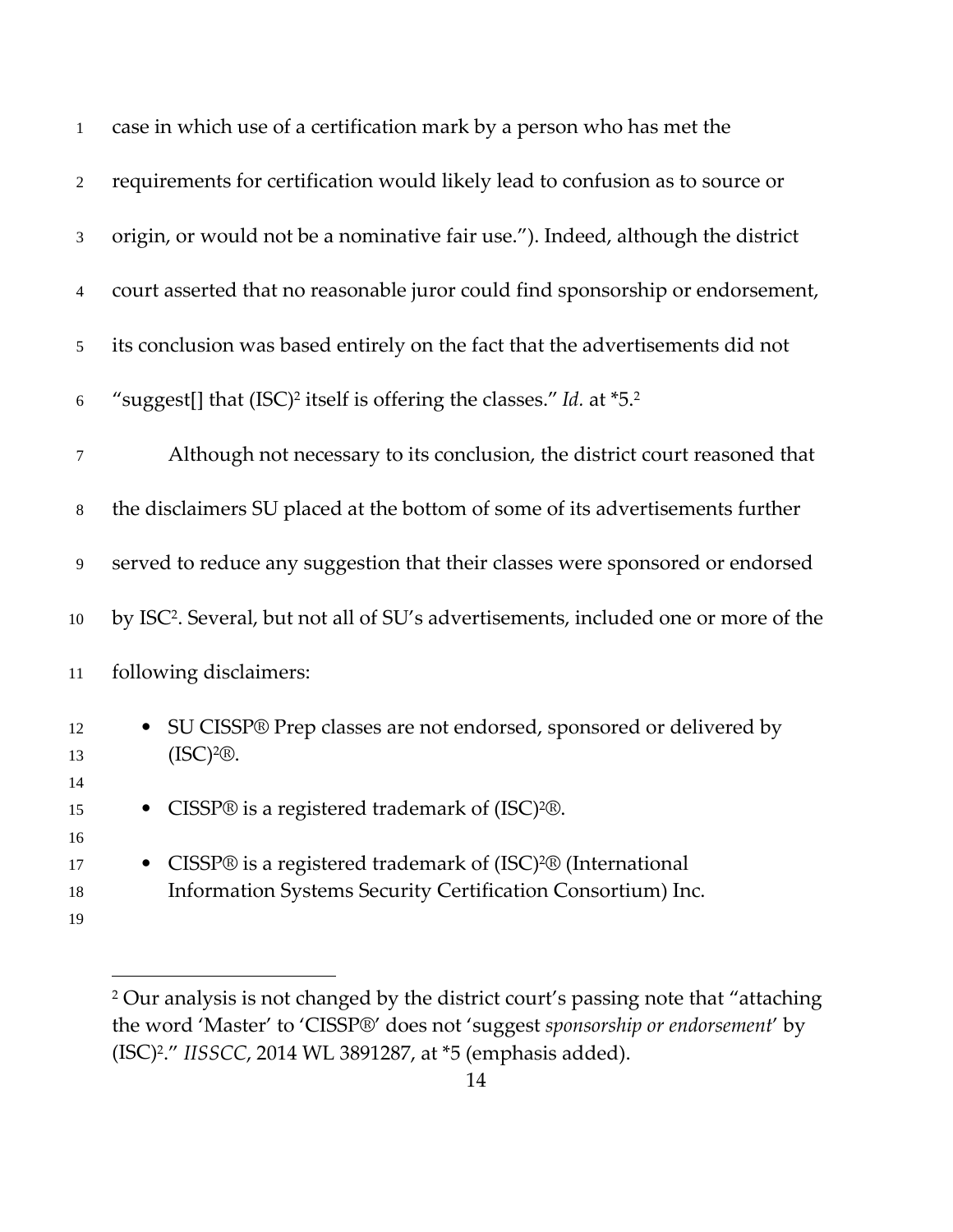case in which use of a certification mark by a person who has met the requirements for certification would likely lead to confusion as to source or origin, or would not be a nominative fair use."). Indeed, although the district court asserted that no reasonable juror could find sponsorship or endorsement, its conclusion was based entirely on the fact that the advertisements did not "suggest[] that (ISC)² itself is offering the classes." *Id.* at *5.[2]

Although not necessary to its conclusion, the district court reasoned that the disclaimers SU placed at the bottom of some of its advertisements further served to reduce any suggestion that their classes were sponsored or endorsed by ISC². Several, but not all of SU's advertisements, included one or more of the following disclaimers:

- SU CISSP® Prep classes are not endorsed, sponsored or delivered by (ISC)²®.
- CISSP® is a registered trademark of (ISC)²®.
- CISSP® is a registered trademark of (ISC)²® (International Information Systems Security Certification Consortium) Inc.

---

[2] Our analysis is not changed by the district court's passing note that "attaching the word 'Master' to 'CISSP®' does not 'suggest *sponsorship or endorsement*' by (ISC)²." *IISSCC*, 2014 WL 3891287, at *5 (emphasis added).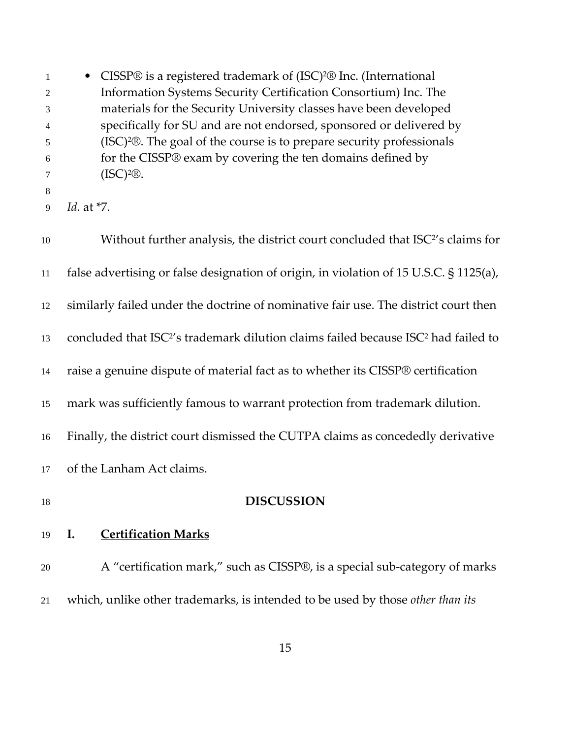- CISSP® is a registered trademark of (ISC)²® Inc. (International Information Systems Security Certification Consortium) Inc. The materials for the Security University classes have been developed specifically for SU and are not endorsed, sponsored or delivered by (ISC)²®. The goal of the course is to prepare security professionals for the CISSP® exam by covering the ten domains defined by (ISC)²®.

*Id.* at *7.

Without further analysis, the district court concluded that ISC²'s claims for false advertising or false designation of origin, in violation of 15 U.S.C. § 1125(a), similarly failed under the doctrine of nominative fair use. The district court then concluded that ISC²'s trademark dilution claims failed because ISC² had failed to raise a genuine dispute of material fact as to whether its CISSP® certification mark was sufficiently famous to warrant protection from trademark dilution. Finally, the district court dismissed the CUTPA claims as concededly derivative of the Lanham Act claims.

## DISCUSSION

### I. Certification Marks

A "certification mark," such as CISSP®, is a special sub-category of marks which, unlike other trademarks, is intended to be used by those *other than its*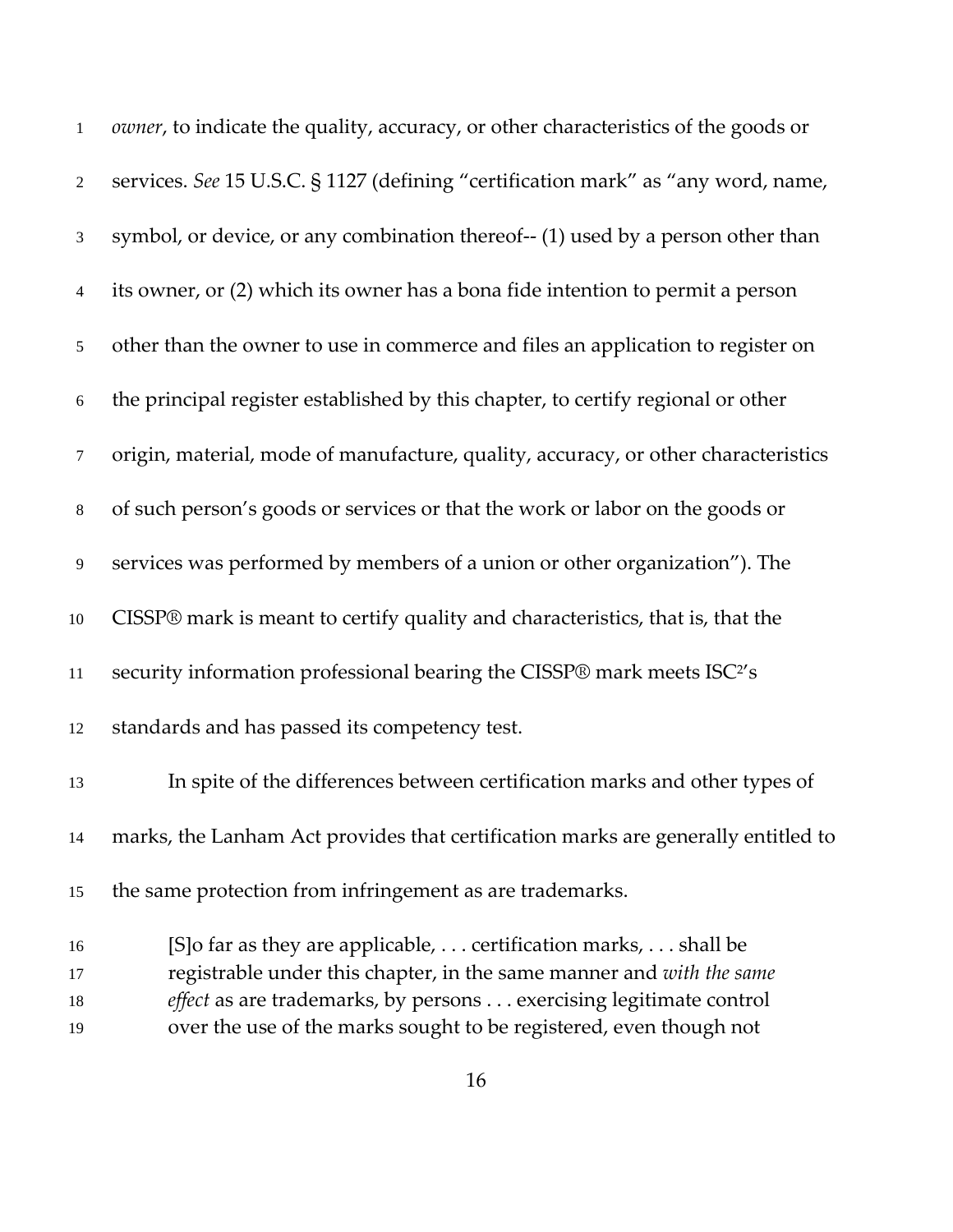*owner*, to indicate the quality, accuracy, or other characteristics of the goods or services. *See* 15 U.S.C. § 1127 (defining "certification mark" as "any word, name, symbol, or device, or any combination thereof-- (1) used by a person other than its owner, or (2) which its owner has a bona fide intention to permit a person other than the owner to use in commerce and files an application to register on the principal register established by this chapter, to certify regional or other origin, material, mode of manufacture, quality, accuracy, or other characteristics of such person's goods or services or that the work or labor on the goods or services was performed by members of a union or other organization"). The CISSP® mark is meant to certify quality and characteristics, that is, that the security information professional bearing the CISSP® mark meets ISC²'s standards and has passed its competency test.

In spite of the differences between certification marks and other types of marks, the Lanham Act provides that certification marks are generally entitled to the same protection from infringement as are trademarks.

> [S]o far as they are applicable, . . . certification marks, . . . shall be registrable under this chapter, in the same manner and *with the same effect* as are trademarks, by persons . . . exercising legitimate control over the use of the marks sought to be registered, even though not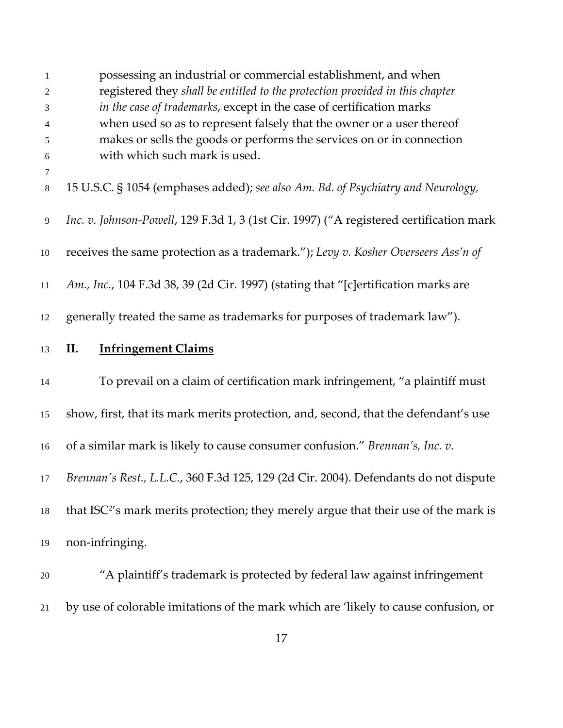> possessing an industrial or commercial establishment, and when registered they *shall be entitled to the protection provided in this chapter in the case of trademarks*, except in the case of certification marks when used so as to represent falsely that the owner or a user thereof makes or sells the goods or performs the services on or in connection with which such mark is used.

15 U.S.C. § 1054 (emphases added); *see also Am. Bd. of Psychiatry and Neurology, Inc. v. Johnson-Powell*, 129 F.3d 1, 3 (1st Cir. 1997) ("A registered certification mark receives the same protection as a trademark."); *Levy v. Kosher Overseers Ass'n of Am., Inc.*, 104 F.3d 38, 39 (2d Cir. 1997) (stating that "[c]ertification marks are generally treated the same as trademarks for purposes of trademark law").

## II. Infringement Claims

To prevail on a claim of certification mark infringement, "a plaintiff must show, first, that its mark merits protection, and, second, that the defendant's use of a similar mark is likely to cause consumer confusion." *Brennan's, Inc. v. Brennan's Rest., L.L.C.*, 360 F.3d 125, 129 (2d Cir. 2004). Defendants do not dispute that ISC²'s mark merits protection; they merely argue that their use of the mark is non-infringing.

"A plaintiff's trademark is protected by federal law against infringement by use of colorable imitations of the mark which are 'likely to cause confusion, or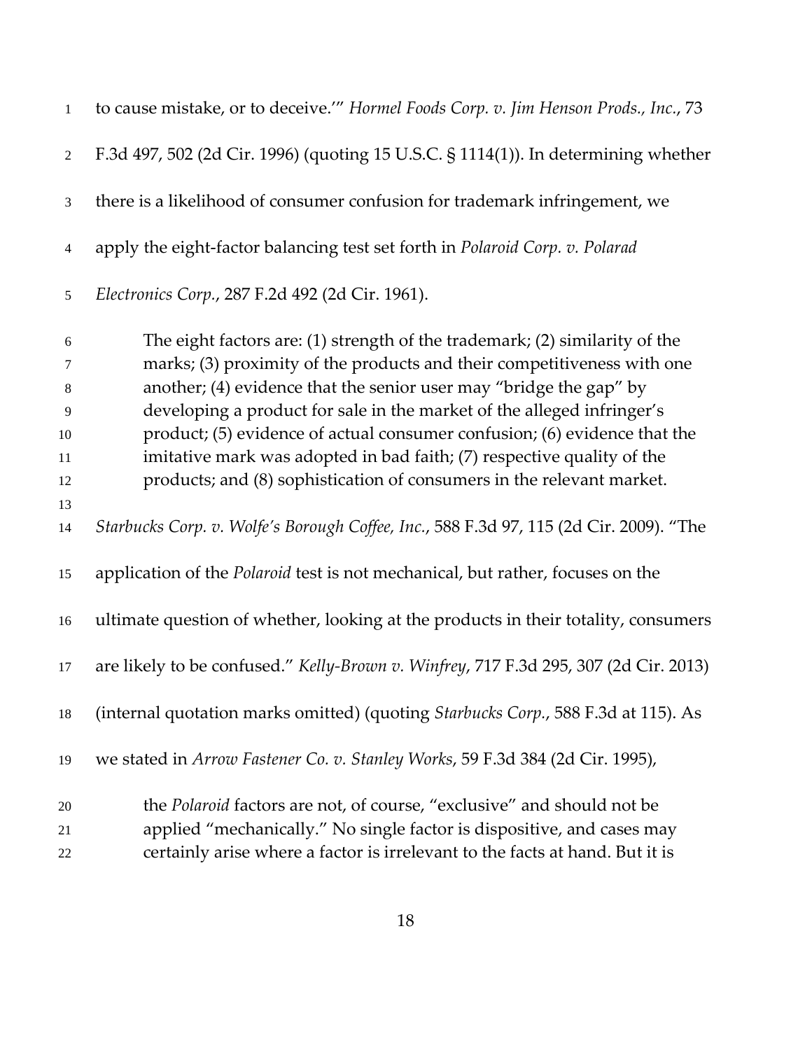to cause mistake, or to deceive.'" *Hormel Foods Corp. v. Jim Henson Prods., Inc.*, 73 F.3d 497, 502 (2d Cir. 1996) (quoting 15 U.S.C. § 1114(1)). In determining whether there is a likelihood of consumer confusion for trademark infringement, we apply the eight-factor balancing test set forth in *Polaroid Corp. v. Polarad Electronics Corp.*, 287 F.2d 492 (2d Cir. 1961).

> The eight factors are: (1) strength of the trademark; (2) similarity of the marks; (3) proximity of the products and their competitiveness with one another; (4) evidence that the senior user may "bridge the gap" by developing a product for sale in the market of the alleged infringer's product; (5) evidence of actual consumer confusion; (6) evidence that the imitative mark was adopted in bad faith; (7) respective quality of the products; and (8) sophistication of consumers in the relevant market.

*Starbucks Corp. v. Wolfe's Borough Coffee, Inc.*, 588 F.3d 97, 115 (2d Cir. 2009). "The application of the *Polaroid* test is not mechanical, but rather, focuses on the ultimate question of whether, looking at the products in their totality, consumers are likely to be confused." *Kelly-Brown v. Winfrey*, 717 F.3d 295, 307 (2d Cir. 2013) (internal quotation marks omitted) (quoting *Starbucks Corp.*, 588 F.3d at 115). As we stated in *Arrow Fastener Co. v. Stanley Works*, 59 F.3d 384 (2d Cir. 1995),

> the *Polaroid* factors are not, of course, "exclusive" and should not be applied "mechanically." No single factor is dispositive, and cases may certainly arise where a factor is irrelevant to the facts at hand. But it is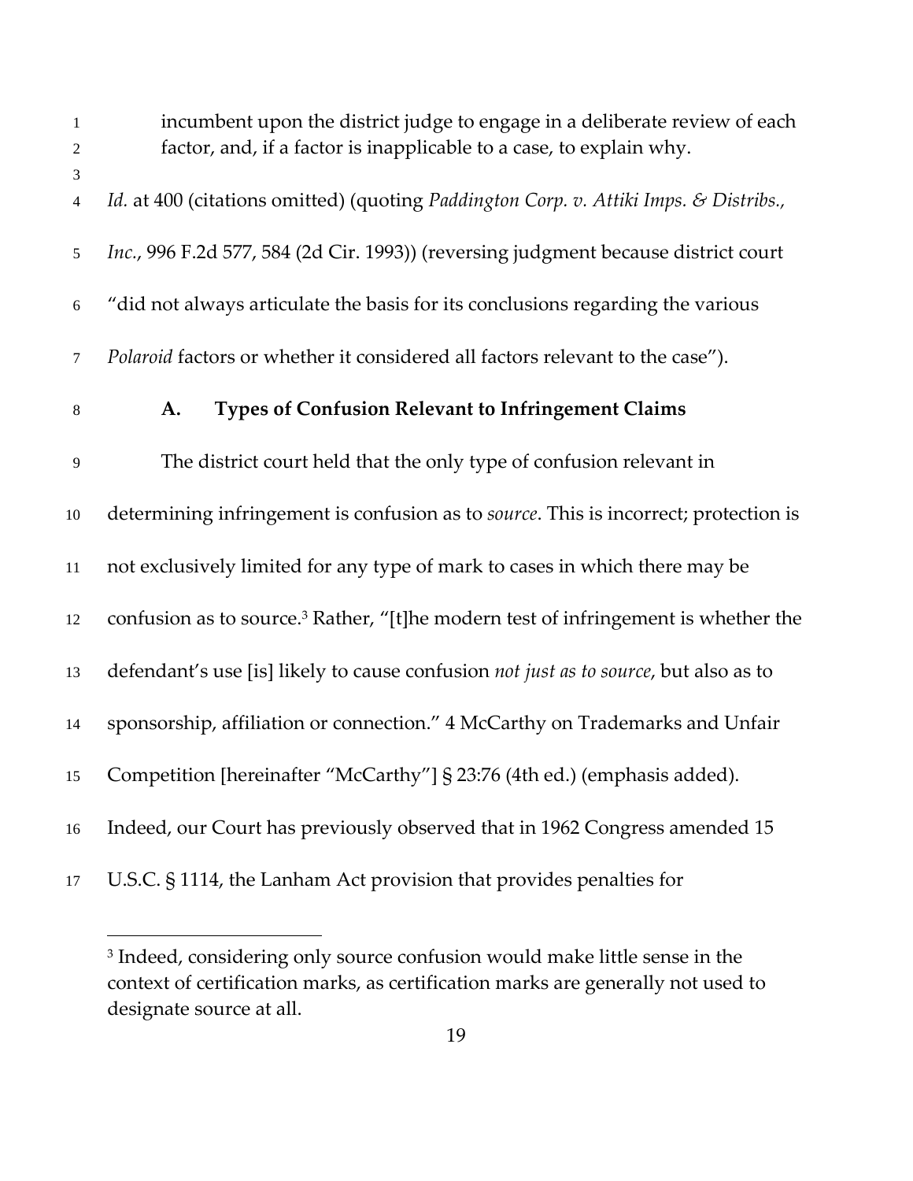> incumbent upon the district judge to engage in a deliberate review of each factor, and, if a factor is inapplicable to a case, to explain why.

*Id.* at 400 (citations omitted) (quoting *Paddington Corp. v. Attiki Imps. & Distribs., Inc.*, 996 F.2d 577, 584 (2d Cir. 1993)) (reversing judgment because district court "did not always articulate the basis for its conclusions regarding the various *Polaroid* factors or whether it considered all factors relevant to the case").

### A. Types of Confusion Relevant to Infringement Claims

The district court held that the only type of confusion relevant in determining infringement is confusion as to *source*. This is incorrect; protection is not exclusively limited for any type of mark to cases in which there may be confusion as to source.[3] Rather, "[t]he modern test of infringement is whether the defendant's use [is] likely to cause confusion *not just as to source*, but also as to sponsorship, affiliation or connection." 4 McCarthy on Trademarks and Unfair Competition [hereinafter "McCarthy"] § 23:76 (4th ed.) (emphasis added). Indeed, our Court has previously observed that in 1962 Congress amended 15 U.S.C. § 1114, the Lanham Act provision that provides penalties for

---

[3] Indeed, considering only source confusion would make little sense in the context of certification marks, as certification marks are generally not used to designate source at all.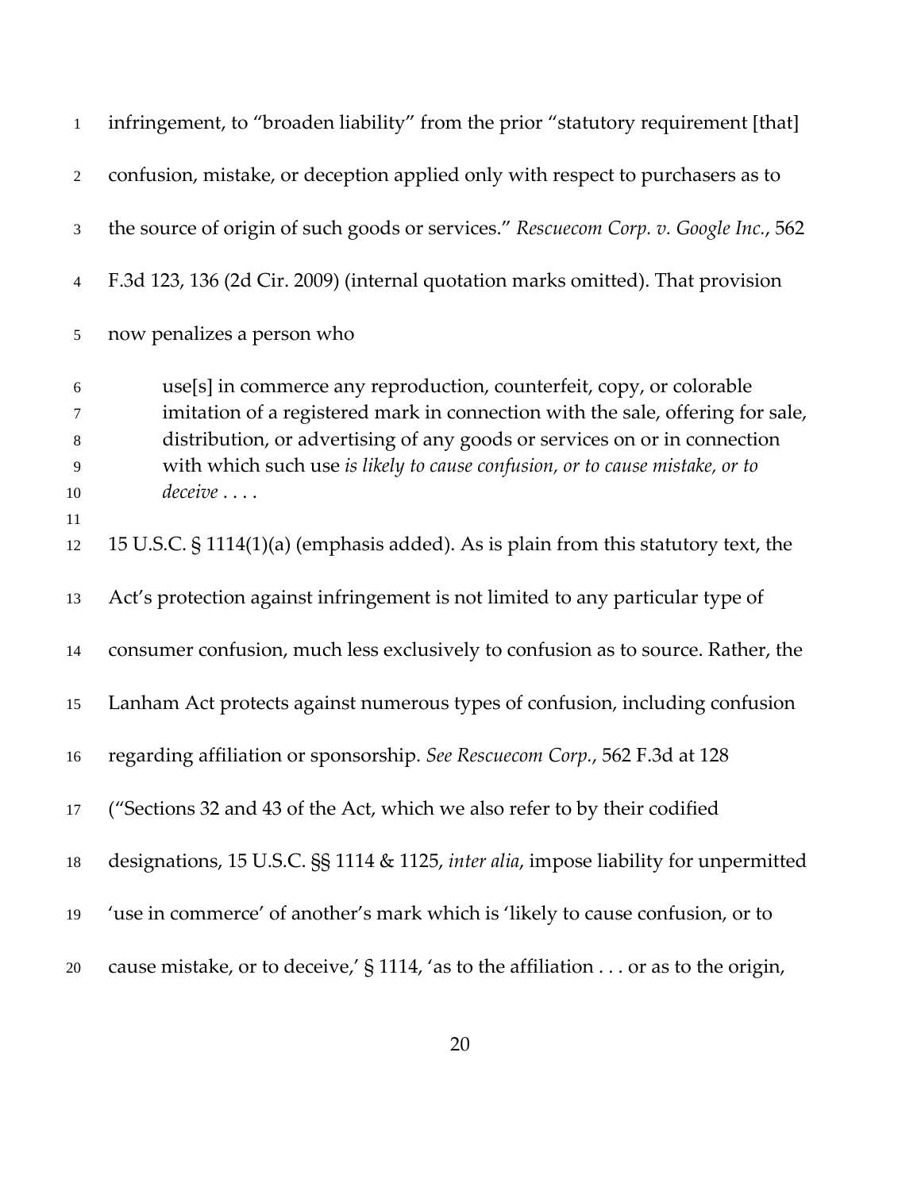infringement, to "broaden liability" from the prior "statutory requirement [that] confusion, mistake, or deception applied only with respect to purchasers as to the source of origin of such goods or services." *Rescuecom Corp. v. Google Inc.*, 562 F.3d 123, 136 (2d Cir. 2009) (internal quotation marks omitted). That provision now penalizes a person who

> use[s] in commerce any reproduction, counterfeit, copy, or colorable imitation of a registered mark in connection with the sale, offering for sale, distribution, or advertising of any goods or services on or in connection with which such use *is likely to cause confusion, or to cause mistake, or to deceive* . . . .

15 U.S.C. § 1114(1)(a) (emphasis added). As is plain from this statutory text, the Act's protection against infringement is not limited to any particular type of consumer confusion, much less exclusively to confusion as to source. Rather, the Lanham Act protects against numerous types of confusion, including confusion regarding affiliation or sponsorship. *See Rescuecom Corp.*, 562 F.3d at 128 ("Sections 32 and 43 of the Act, which we also refer to by their codified designations, 15 U.S.C. §§ 1114 & 1125, *inter alia*, impose liability for unpermitted 'use in commerce' of another's mark which is 'likely to cause confusion, or to cause mistake, or to deceive,' § 1114, 'as to the affiliation . . . or as to the origin,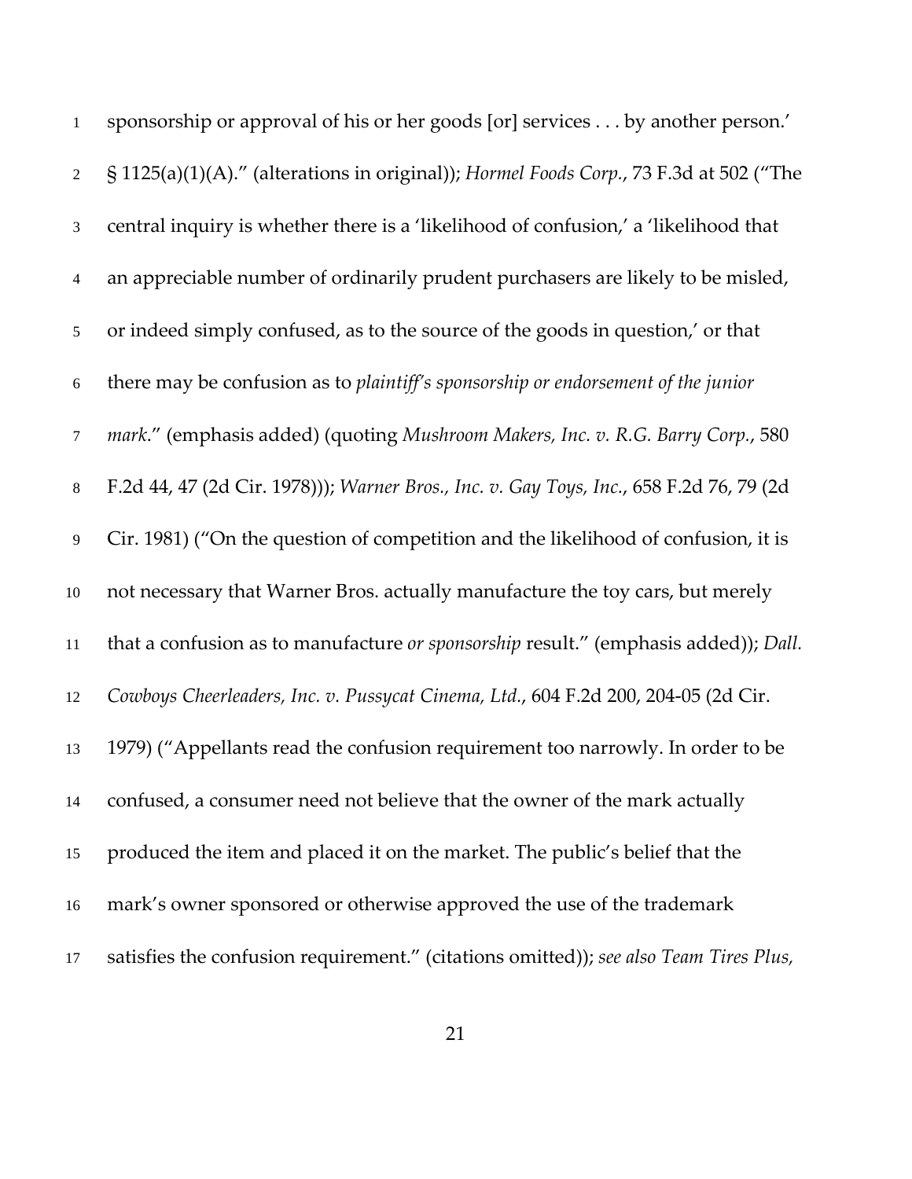sponsorship or approval of his or her goods [or] services . . . by another person.' § 1125(a)(1)(A)." (alterations in original)); *Hormel Foods Corp.*, 73 F.3d at 502 ("The central inquiry is whether there is a 'likelihood of confusion,' a 'likelihood that an appreciable number of ordinarily prudent purchasers are likely to be misled, or indeed simply confused, as to the source of the goods in question,' or that there may be confusion as to *plaintiff's sponsorship or endorsement of the junior mark*." (emphasis added) (quoting *Mushroom Makers, Inc. v. R.G. Barry Corp.*, 580 F.2d 44, 47 (2d Cir. 1978))); *Warner Bros., Inc. v. Gay Toys, Inc.*, 658 F.2d 76, 79 (2d Cir. 1981) ("On the question of competition and the likelihood of confusion, it is not necessary that Warner Bros. actually manufacture the toy cars, but merely that a confusion as to manufacture *or sponsorship* result." (emphasis added)); *Dall. Cowboys Cheerleaders, Inc. v. Pussycat Cinema, Ltd.*, 604 F.2d 200, 204-05 (2d Cir. 1979) ("Appellants read the confusion requirement too narrowly. In order to be confused, a consumer need not believe that the owner of the mark actually produced the item and placed it on the market. The public's belief that the mark's owner sponsored or otherwise approved the use of the trademark satisfies the confusion requirement." (citations omitted)); *see also Team Tires Plus,*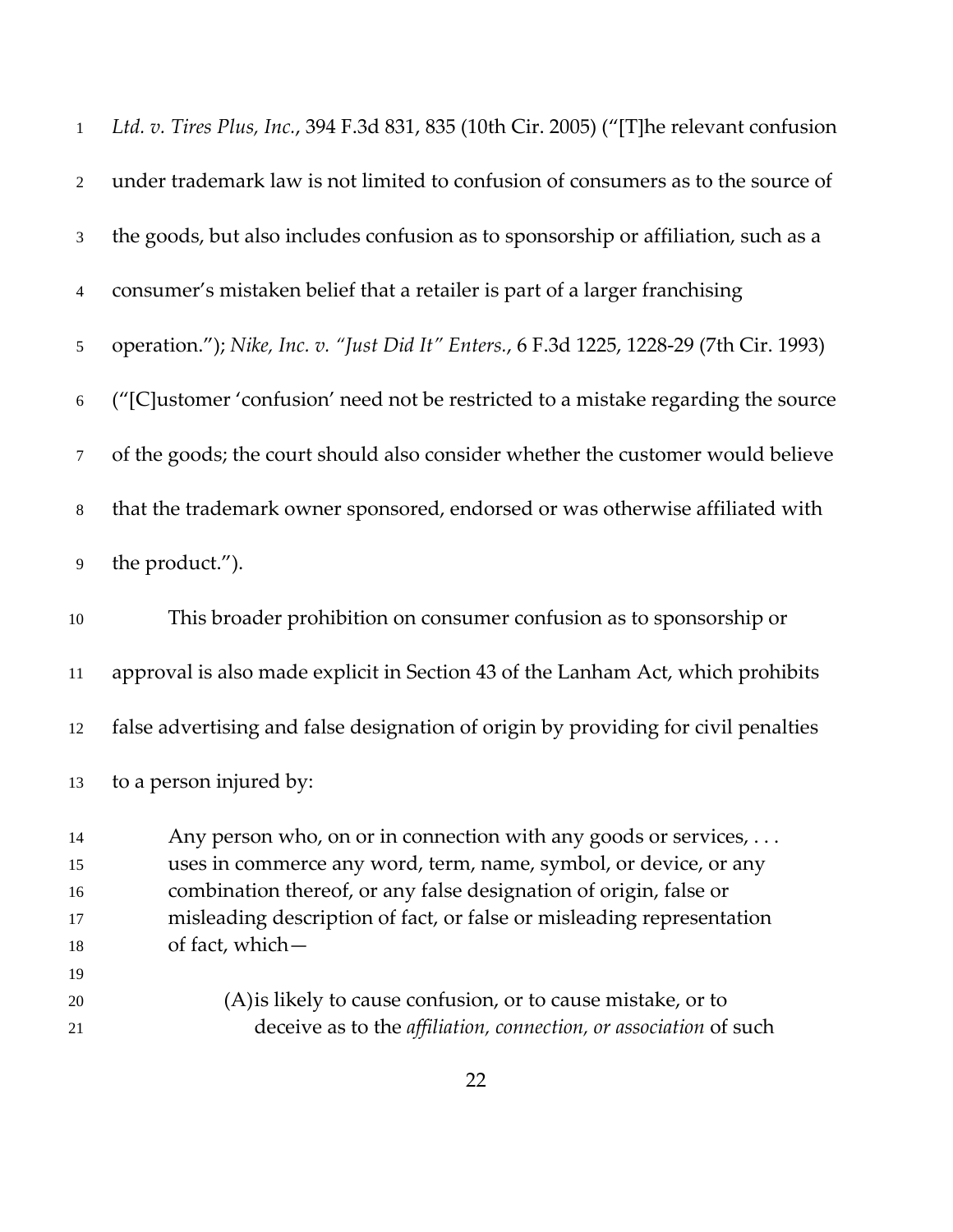*Ltd. v. Tires Plus, Inc.*, 394 F.3d 831, 835 (10th Cir. 2005) ("[T]he relevant confusion under trademark law is not limited to confusion of consumers as to the source of the goods, but also includes confusion as to sponsorship or affiliation, such as a consumer's mistaken belief that a retailer is part of a larger franchising operation."); *Nike, Inc. v. "Just Did It" Enters.*, 6 F.3d 1225, 1228-29 (7th Cir. 1993) ("[C]ustomer 'confusion' need not be restricted to a mistake regarding the source of the goods; the court should also consider whether the customer would believe that the trademark owner sponsored, endorsed or was otherwise affiliated with the product.").

This broader prohibition on consumer confusion as to sponsorship or approval is also made explicit in Section 43 of the Lanham Act, which prohibits false advertising and false designation of origin by providing for civil penalties to a person injured by:

> Any person who, on or in connection with any goods or services, . . . uses in commerce any word, term, name, symbol, or device, or any combination thereof, or any false designation of origin, false or misleading description of fact, or false or misleading representation of fact, which—
>
> (A) is likely to cause confusion, or to cause mistake, or to deceive as to the *affiliation, connection, or association* of such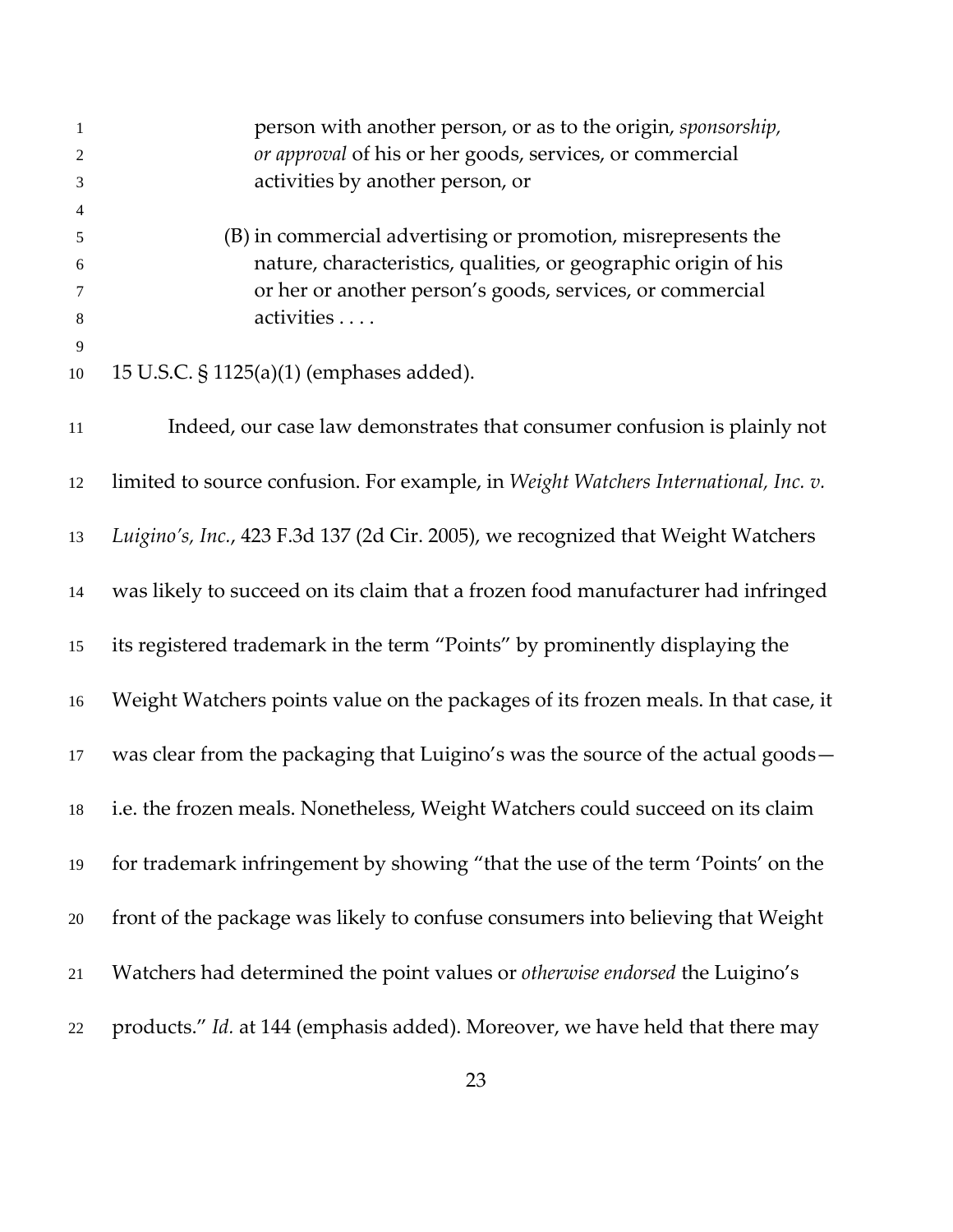> person with another person, or as to the origin, *sponsorship, or approval* of his or her goods, services, or commercial activities by another person, or
>
> (B) in commercial advertising or promotion, misrepresents the nature, characteristics, qualities, or geographic origin of his or her or another person's goods, services, or commercial activities . . . .

15 U.S.C. § 1125(a)(1) (emphases added).

Indeed, our case law demonstrates that consumer confusion is plainly not limited to source confusion. For example, in *Weight Watchers International, Inc. v. Luigino's, Inc.*, 423 F.3d 137 (2d Cir. 2005), we recognized that Weight Watchers was likely to succeed on its claim that a frozen food manufacturer had infringed its registered trademark in the term "Points" by prominently displaying the Weight Watchers points value on the packages of its frozen meals. In that case, it was clear from the packaging that Luigino's was the source of the actual goods—i.e. the frozen meals. Nonetheless, Weight Watchers could succeed on its claim for trademark infringement by showing "that the use of the term 'Points' on the front of the package was likely to confuse consumers into believing that Weight Watchers had determined the point values or *otherwise endorsed* the Luigino's products." *Id.* at 144 (emphasis added). Moreover, we have held that there may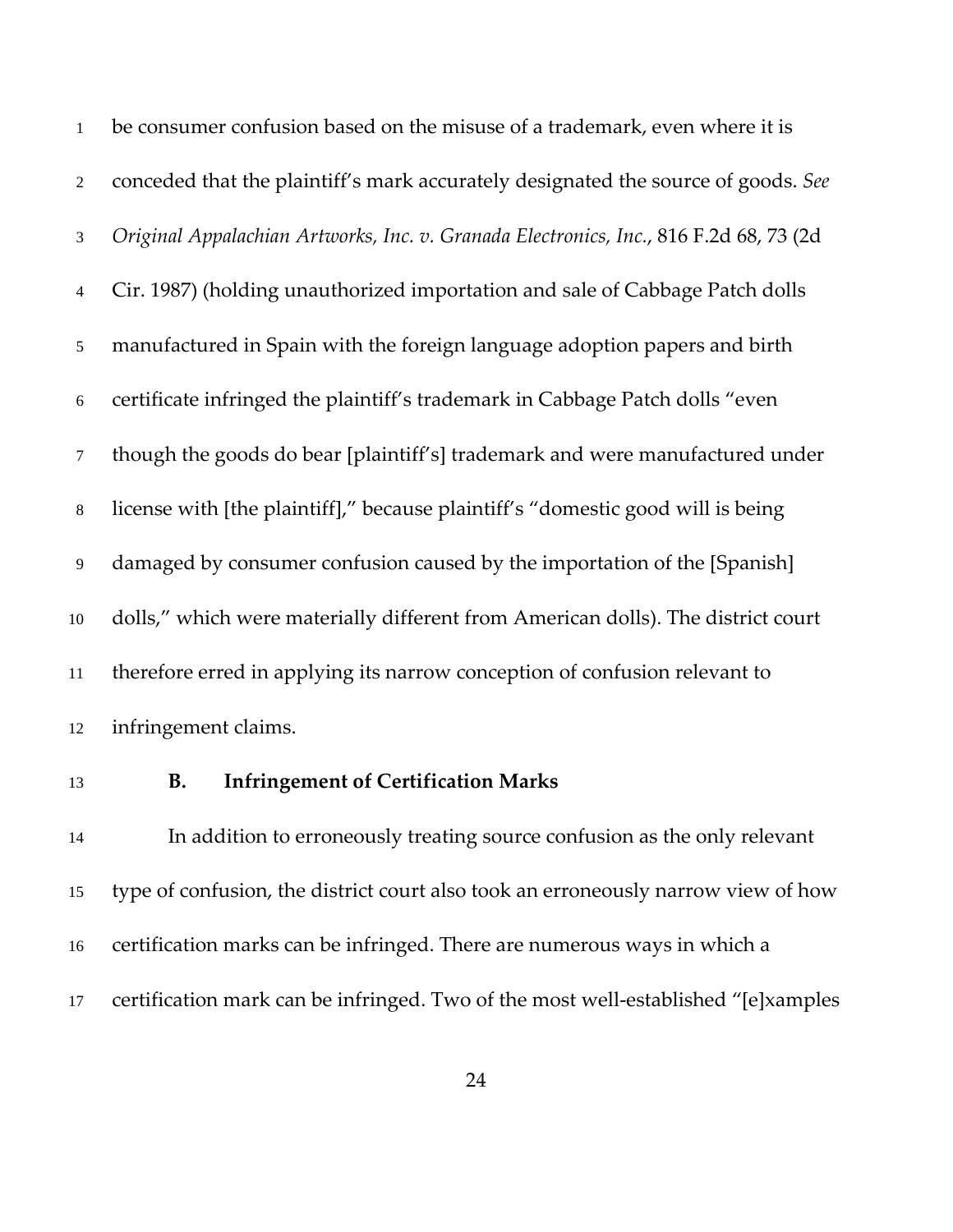be consumer confusion based on the misuse of a trademark, even where it is conceded that the plaintiff's mark accurately designated the source of goods. *See Original Appalachian Artworks, Inc. v. Granada Electronics, Inc.*, 816 F.2d 68, 73 (2d Cir. 1987) (holding unauthorized importation and sale of Cabbage Patch dolls manufactured in Spain with the foreign language adoption papers and birth certificate infringed the plaintiff's trademark in Cabbage Patch dolls "even though the goods do bear [plaintiff's] trademark and were manufactured under license with [the plaintiff]," because plaintiff's "domestic good will is being damaged by consumer confusion caused by the importation of the [Spanish] dolls," which were materially different from American dolls). The district court therefore erred in applying its narrow conception of confusion relevant to infringement claims.

### B. Infringement of Certification Marks

In addition to erroneously treating source confusion as the only relevant type of confusion, the district court also took an erroneously narrow view of how certification marks can be infringed. There are numerous ways in which a certification mark can be infringed. Two of the most well-established "[e]xamples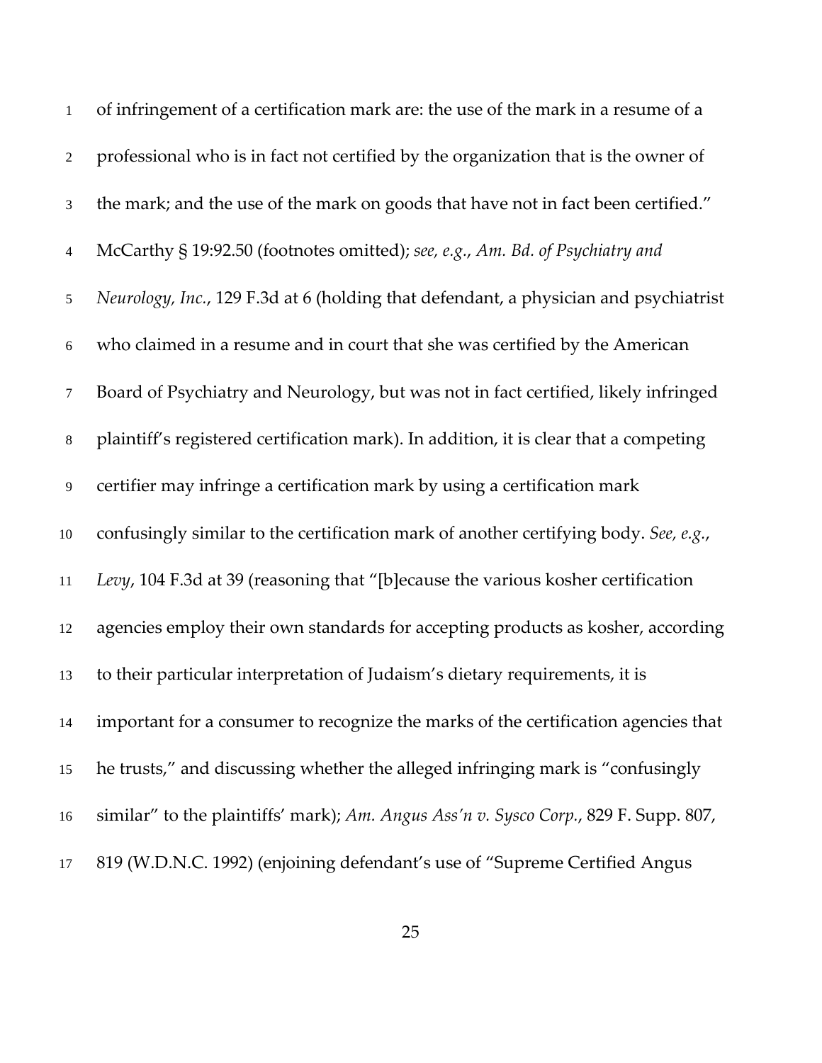of infringement of a certification mark are: the use of the mark in a resume of a professional who is in fact not certified by the organization that is the owner of the mark; and the use of the mark on goods that have not in fact been certified." McCarthy § 19:92.50 (footnotes omitted); *see, e.g.*, *Am. Bd. of Psychiatry and Neurology, Inc.*, 129 F.3d at 6 (holding that defendant, a physician and psychiatrist who claimed in a resume and in court that she was certified by the American Board of Psychiatry and Neurology, but was not in fact certified, likely infringed plaintiff's registered certification mark). In addition, it is clear that a competing certifier may infringe a certification mark by using a certification mark confusingly similar to the certification mark of another certifying body. *See, e.g.*, *Levy*, 104 F.3d at 39 (reasoning that "[b]ecause the various kosher certification agencies employ their own standards for accepting products as kosher, according to their particular interpretation of Judaism's dietary requirements, it is important for a consumer to recognize the marks of the certification agencies that he trusts," and discussing whether the alleged infringing mark is "confusingly similar" to the plaintiffs' mark); *Am. Angus Ass'n v. Sysco Corp.*, 829 F. Supp. 807, 819 (W.D.N.C. 1992) (enjoining defendant's use of "Supreme Certified Angus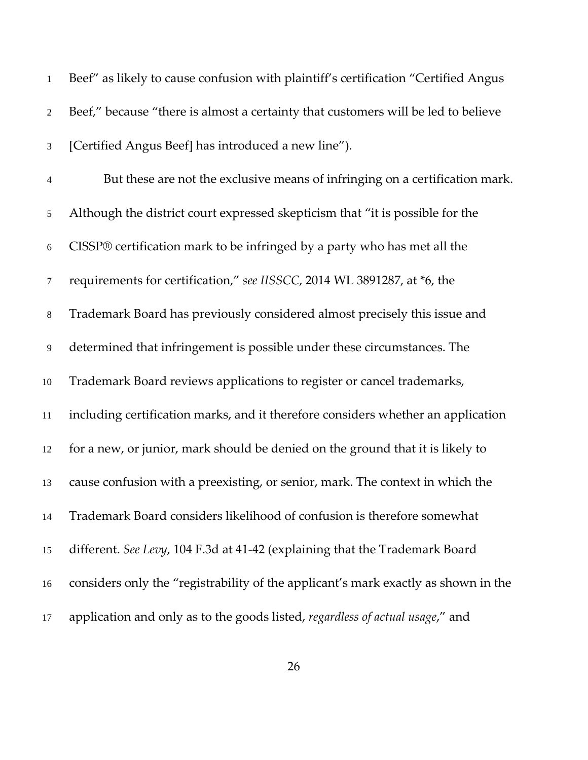Beef" as likely to cause confusion with plaintiff's certification "Certified Angus Beef," because "there is almost a certainty that customers will be led to believe [Certified Angus Beef] has introduced a new line").

But these are not the exclusive means of infringing on a certification mark. Although the district court expressed skepticism that "it is possible for the CISSP® certification mark to be infringed by a party who has met all the requirements for certification," *see IISSCC*, 2014 WL 3891287, at *6, the Trademark Board has previously considered almost precisely this issue and determined that infringement is possible under these circumstances. The Trademark Board reviews applications to register or cancel trademarks, including certification marks, and it therefore considers whether an application for a new, or junior, mark should be denied on the ground that it is likely to cause confusion with a preexisting, or senior, mark. The context in which the Trademark Board considers likelihood of confusion is therefore somewhat different. *See Levy*, 104 F.3d at 41-42 (explaining that the Trademark Board considers only the "registrability of the applicant's mark exactly as shown in the application and only as to the goods listed, *regardless of actual usage*," and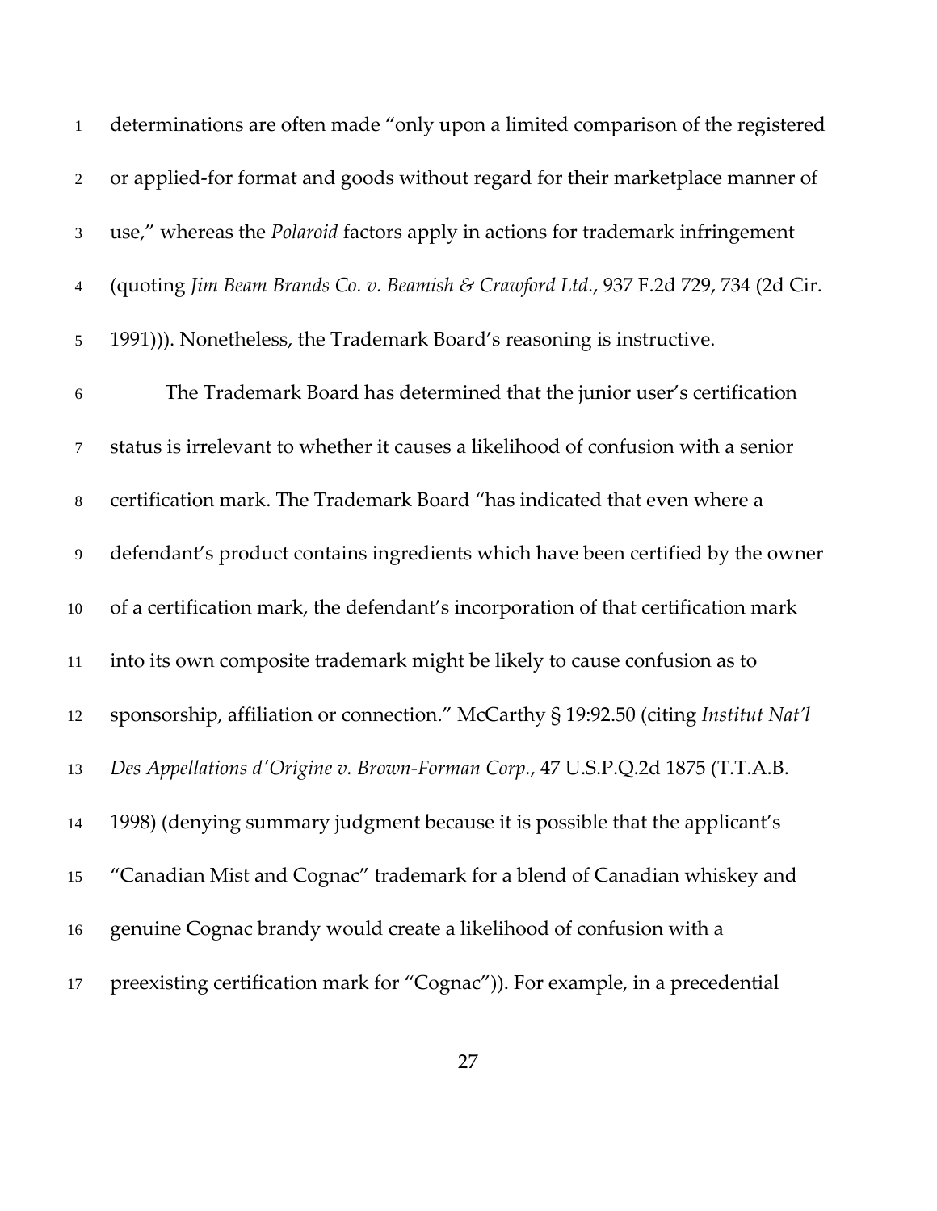determinations are often made "only upon a limited comparison of the registered or applied-for format and goods without regard for their marketplace manner of use," whereas the *Polaroid* factors apply in actions for trademark infringement (quoting *Jim Beam Brands Co. v. Beamish & Crawford Ltd.*, 937 F.2d 729, 734 (2d Cir. 1991))). Nonetheless, the Trademark Board's reasoning is instructive.

The Trademark Board has determined that the junior user's certification status is irrelevant to whether it causes a likelihood of confusion with a senior certification mark. The Trademark Board "has indicated that even where a defendant's product contains ingredients which have been certified by the owner of a certification mark, the defendant's incorporation of that certification mark into its own composite trademark might be likely to cause confusion as to sponsorship, affiliation or connection." McCarthy § 19:92.50 (citing *Institut Nat'l Des Appellations d'Origine v. Brown-Forman Corp.*, 47 U.S.P.Q.2d 1875 (T.T.A.B. 1998) (denying summary judgment because it is possible that the applicant's "Canadian Mist and Cognac" trademark for a blend of Canadian whiskey and genuine Cognac brandy would create a likelihood of confusion with a preexisting certification mark for "Cognac")). For example, in a precedential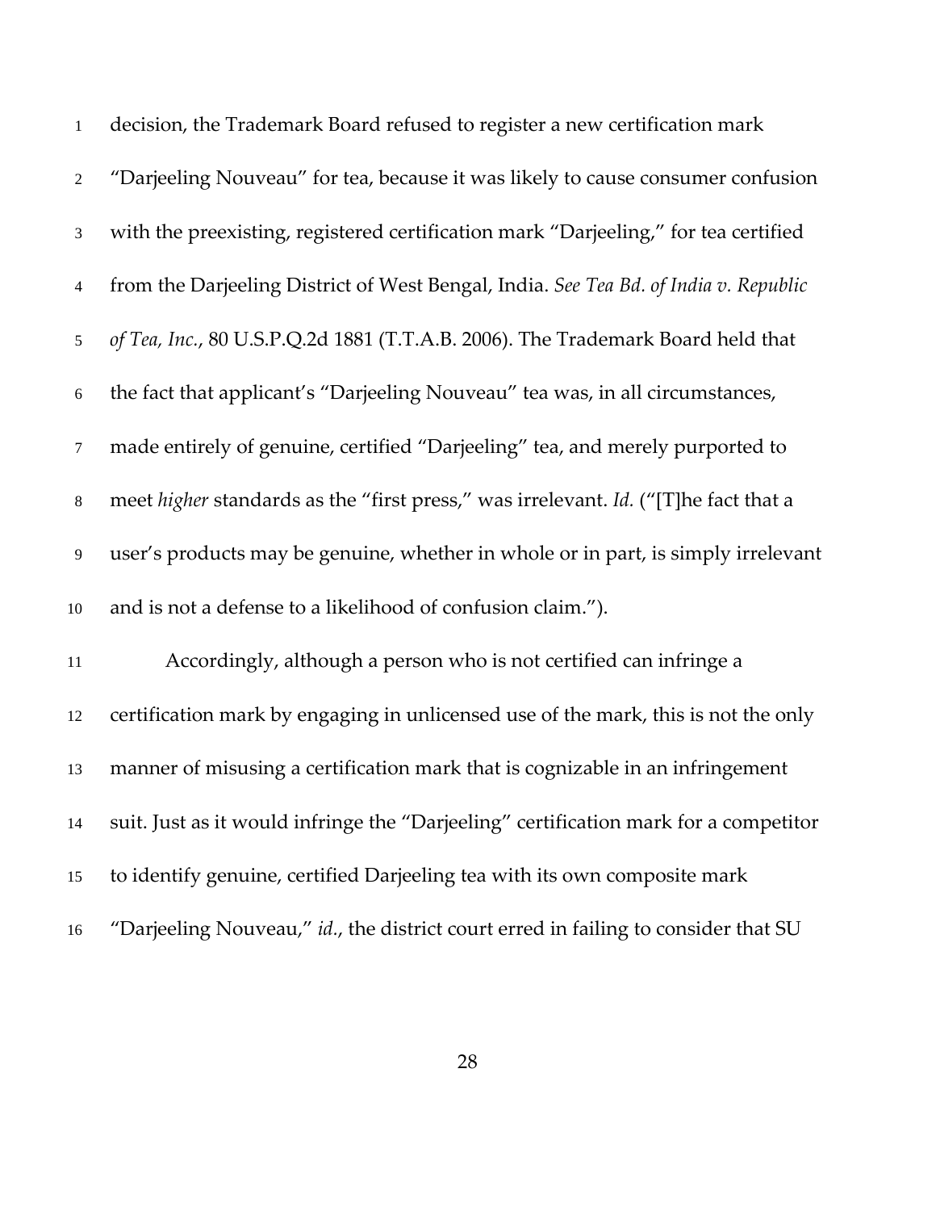decision, the Trademark Board refused to register a new certification mark "Darjeeling Nouveau" for tea, because it was likely to cause consumer confusion with the preexisting, registered certification mark "Darjeeling," for tea certified from the Darjeeling District of West Bengal, India. *See Tea Bd. of India v. Republic of Tea, Inc.*, 80 U.S.P.Q.2d 1881 (T.T.A.B. 2006). The Trademark Board held that the fact that applicant's "Darjeeling Nouveau" tea was, in all circumstances, made entirely of genuine, certified "Darjeeling" tea, and merely purported to meet *higher* standards as the "first press," was irrelevant. *Id.* ("[T]he fact that a user's products may be genuine, whether in whole or in part, is simply irrelevant and is not a defense to a likelihood of confusion claim.").

Accordingly, although a person who is not certified can infringe a certification mark by engaging in unlicensed use of the mark, this is not the only manner of misusing a certification mark that is cognizable in an infringement suit. Just as it would infringe the "Darjeeling" certification mark for a competitor to identify genuine, certified Darjeeling tea with its own composite mark "Darjeeling Nouveau," *id.*, the district court erred in failing to consider that SU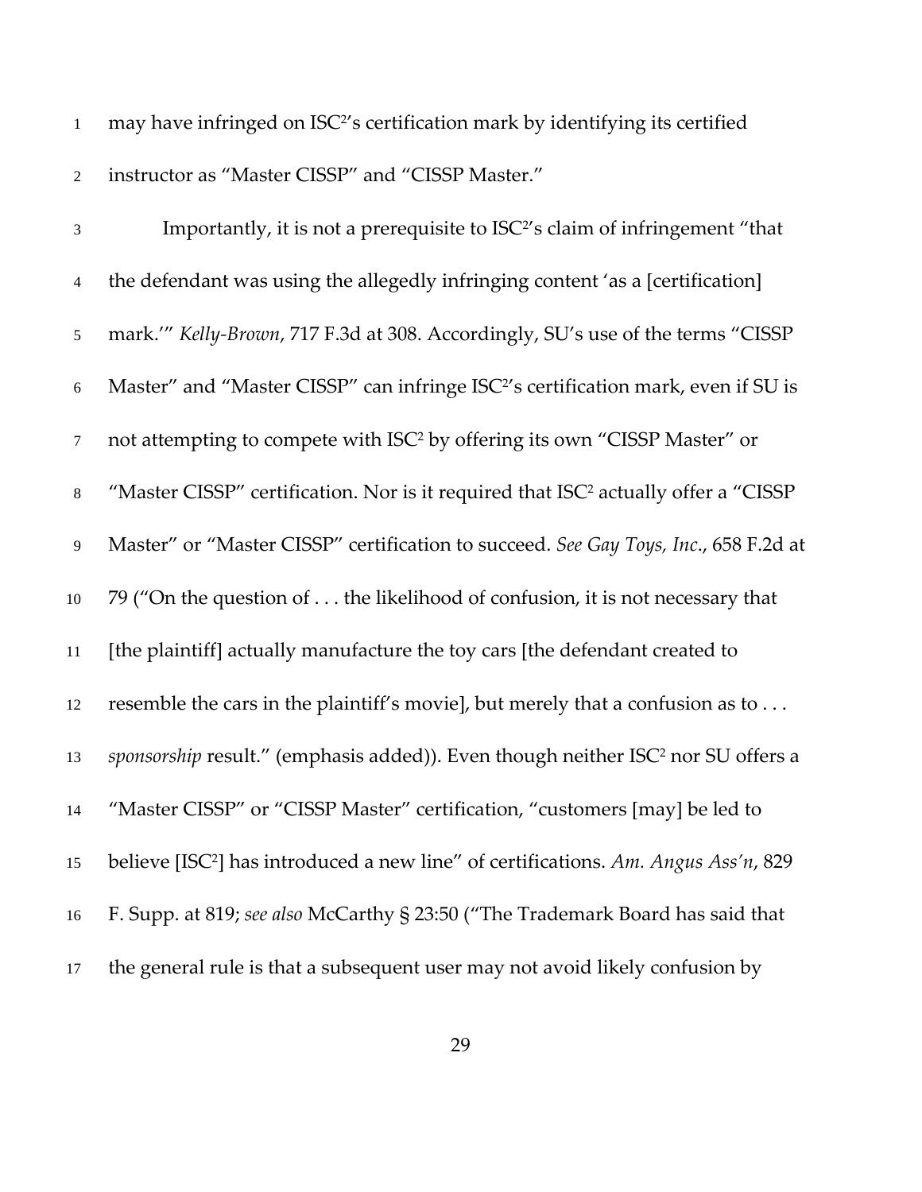may have infringed on ISC²'s certification mark by identifying its certified instructor as "Master CISSP" and "CISSP Master."

Importantly, it is not a prerequisite to ISC²'s claim of infringement "that the defendant was using the allegedly infringing content 'as a [certification] mark.'" *Kelly-Brown*, 717 F.3d at 308. Accordingly, SU's use of the terms "CISSP Master" and "Master CISSP" can infringe ISC²'s certification mark, even if SU is not attempting to compete with ISC² by offering its own "CISSP Master" or "Master CISSP" certification. Nor is it required that ISC² actually offer a "CISSP Master" or "Master CISSP" certification to succeed. *See Gay Toys, Inc*., 658 F.2d at 79 ("On the question of . . . the likelihood of confusion, it is not necessary that [the plaintiff] actually manufacture the toy cars [the defendant created to resemble the cars in the plaintiff's movie], but merely that a confusion as to . . . *sponsorship* result." (emphasis added)). Even though neither ISC² nor SU offers a "Master CISSP" or "CISSP Master" certification, "customers [may] be led to believe [ISC²] has introduced a new line" of certifications. *Am. Angus Ass'n*, 829 F. Supp. at 819; *see also* McCarthy § 23:50 ("The Trademark Board has said that the general rule is that a subsequent user may not avoid likely confusion by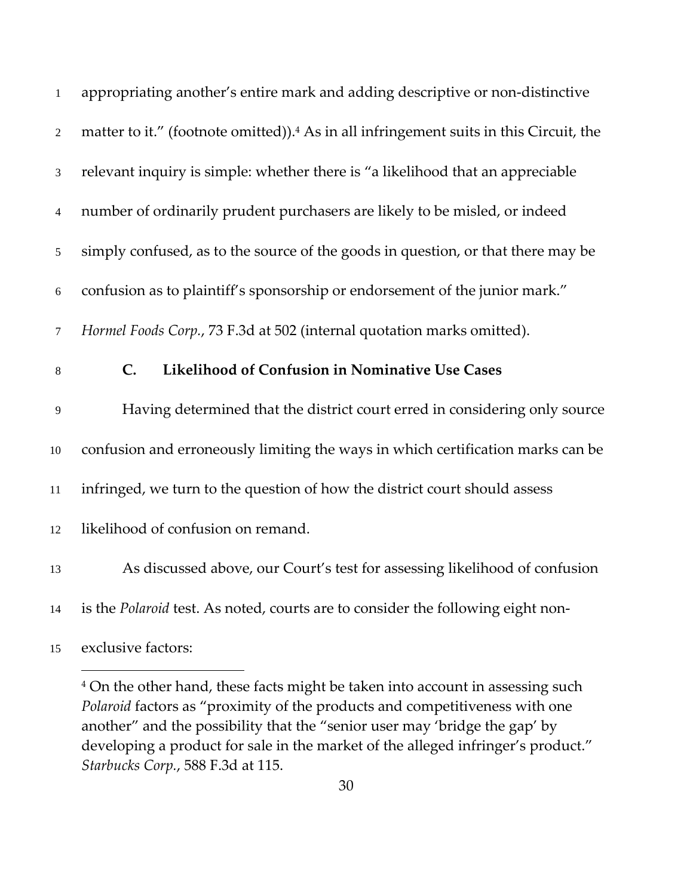appropriating another's entire mark and adding descriptive or non-distinctive matter to it." (footnote omitted)).[4] As in all infringement suits in this Circuit, the relevant inquiry is simple: whether there is "a likelihood that an appreciable number of ordinarily prudent purchasers are likely to be misled, or indeed simply confused, as to the source of the goods in question, or that there may be confusion as to plaintiff's sponsorship or endorsement of the junior mark." *Hormel Foods Corp.*, 73 F.3d at 502 (internal quotation marks omitted).

### C. Likelihood of Confusion in Nominative Use Cases

Having determined that the district court erred in considering only source confusion and erroneously limiting the ways in which certification marks can be infringed, we turn to the question of how the district court should assess likelihood of confusion on remand.

As discussed above, our Court's test for assessing likelihood of confusion is the *Polaroid* test. As noted, courts are to consider the following eight non-exclusive factors:

---

[4] On the other hand, these facts might be taken into account in assessing such *Polaroid* factors as "proximity of the products and competitiveness with one another" and the possibility that the "senior user may 'bridge the gap' by developing a product for sale in the market of the alleged infringer's product." *Starbucks Corp.*, 588 F.3d at 115.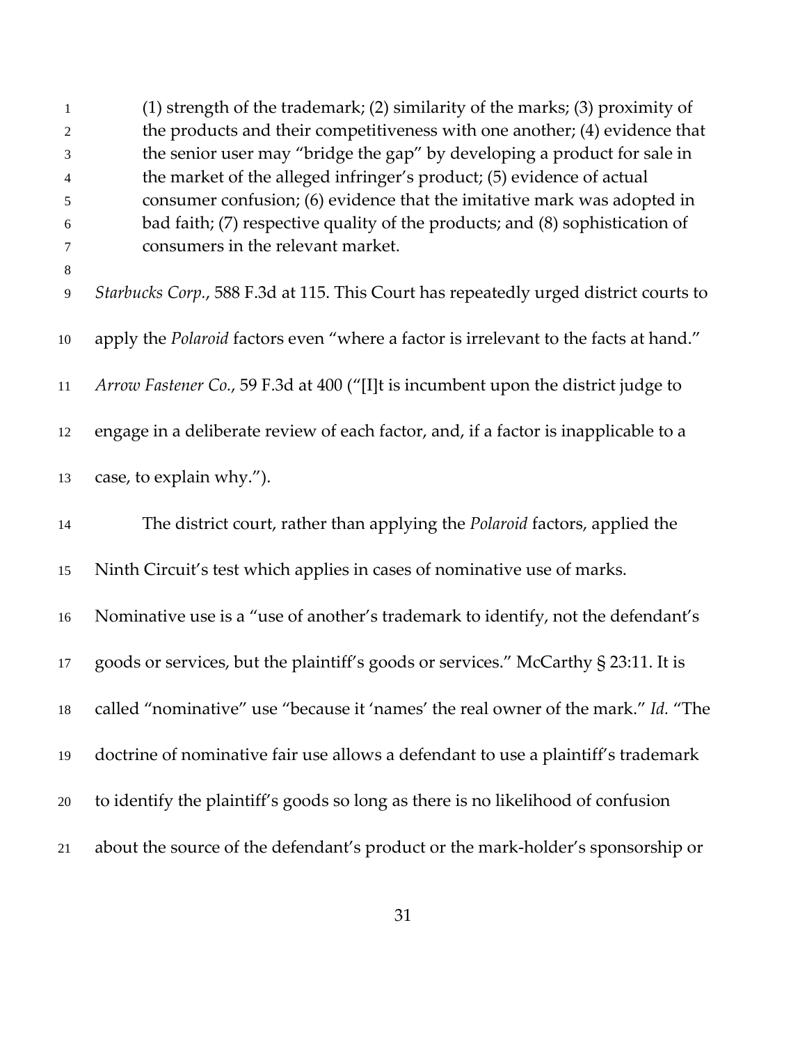> (1) strength of the trademark; (2) similarity of the marks; (3) proximity of the products and their competitiveness with one another; (4) evidence that the senior user may "bridge the gap" by developing a product for sale in the market of the alleged infringer's product; (5) evidence of actual consumer confusion; (6) evidence that the imitative mark was adopted in bad faith; (7) respective quality of the products; and (8) sophistication of consumers in the relevant market.

*Starbucks Corp.*, 588 F.3d at 115. This Court has repeatedly urged district courts to apply the *Polaroid* factors even "where a factor is irrelevant to the facts at hand." *Arrow Fastener Co.*, 59 F.3d at 400 ("[I]t is incumbent upon the district judge to engage in a deliberate review of each factor, and, if a factor is inapplicable to a case, to explain why.").

The district court, rather than applying the *Polaroid* factors, applied the Ninth Circuit's test which applies in cases of nominative use of marks. Nominative use is a "use of another's trademark to identify, not the defendant's goods or services, but the plaintiff's goods or services." McCarthy § 23:11. It is called "nominative" use "because it 'names' the real owner of the mark." *Id.* "The doctrine of nominative fair use allows a defendant to use a plaintiff's trademark to identify the plaintiff's goods so long as there is no likelihood of confusion about the source of the defendant's product or the mark-holder's sponsorship or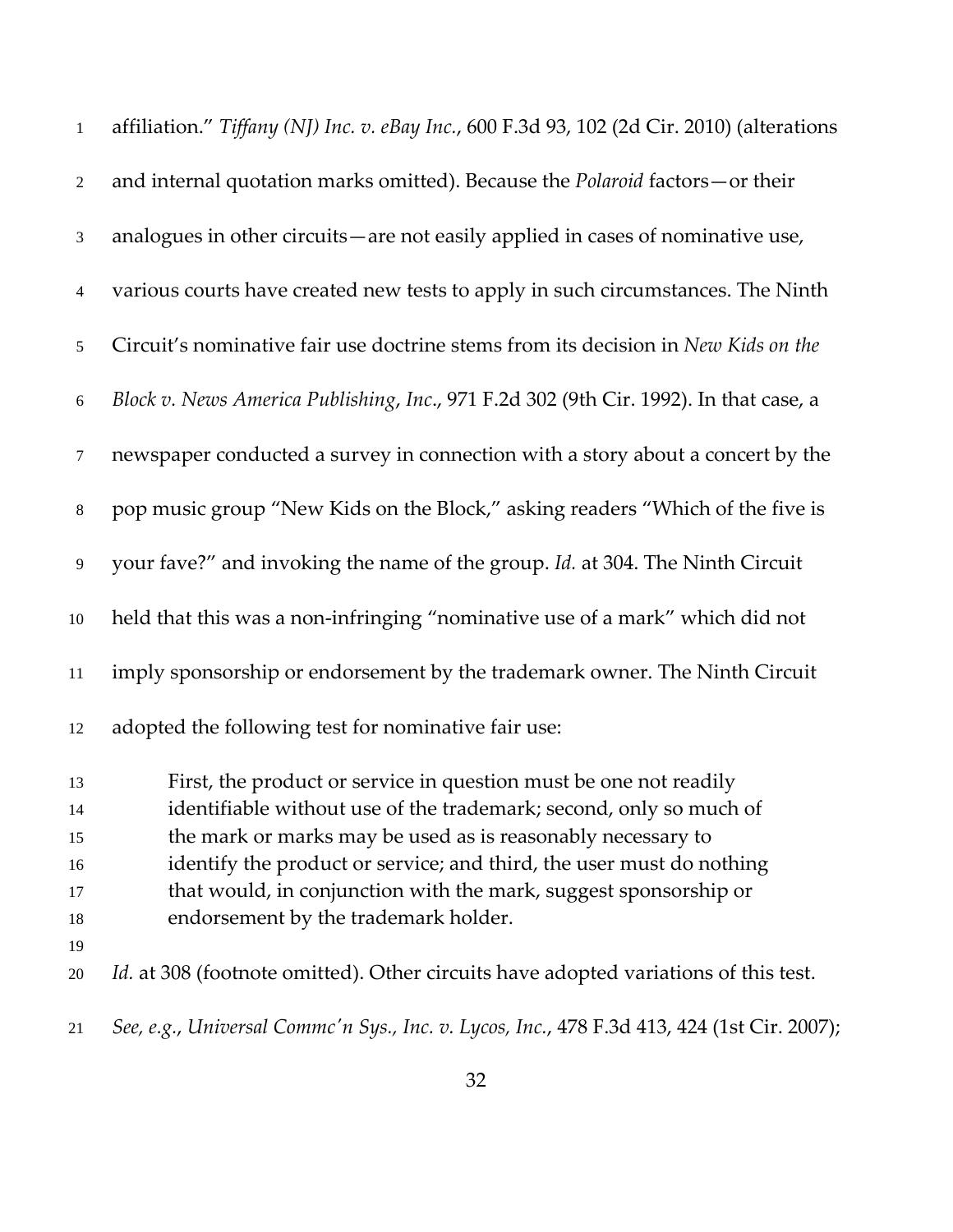affiliation." *Tiffany (NJ) Inc. v. eBay Inc.*, 600 F.3d 93, 102 (2d Cir. 2010) (alterations and internal quotation marks omitted). Because the *Polaroid* factors—or their analogues in other circuits—are not easily applied in cases of nominative use, various courts have created new tests to apply in such circumstances. The Ninth Circuit's nominative fair use doctrine stems from its decision in *New Kids on the Block v. News America Publishing*, *Inc*., 971 F.2d 302 (9th Cir. 1992). In that case, a newspaper conducted a survey in connection with a story about a concert by the pop music group "New Kids on the Block," asking readers "Which of the five is your fave?" and invoking the name of the group. *Id.* at 304. The Ninth Circuit held that this was a non-infringing "nominative use of a mark" which did not imply sponsorship or endorsement by the trademark owner. The Ninth Circuit adopted the following test for nominative fair use:

> First, the product or service in question must be one not readily identifiable without use of the trademark; second, only so much of the mark or marks may be used as is reasonably necessary to identify the product or service; and third, the user must do nothing that would, in conjunction with the mark, suggest sponsorship or endorsement by the trademark holder.

*Id.* at 308 (footnote omitted). Other circuits have adopted variations of this test. *See, e.g.*, *Universal Commc'n Sys., Inc. v. Lycos, Inc.*, 478 F.3d 413, 424 (1st Cir. 2007);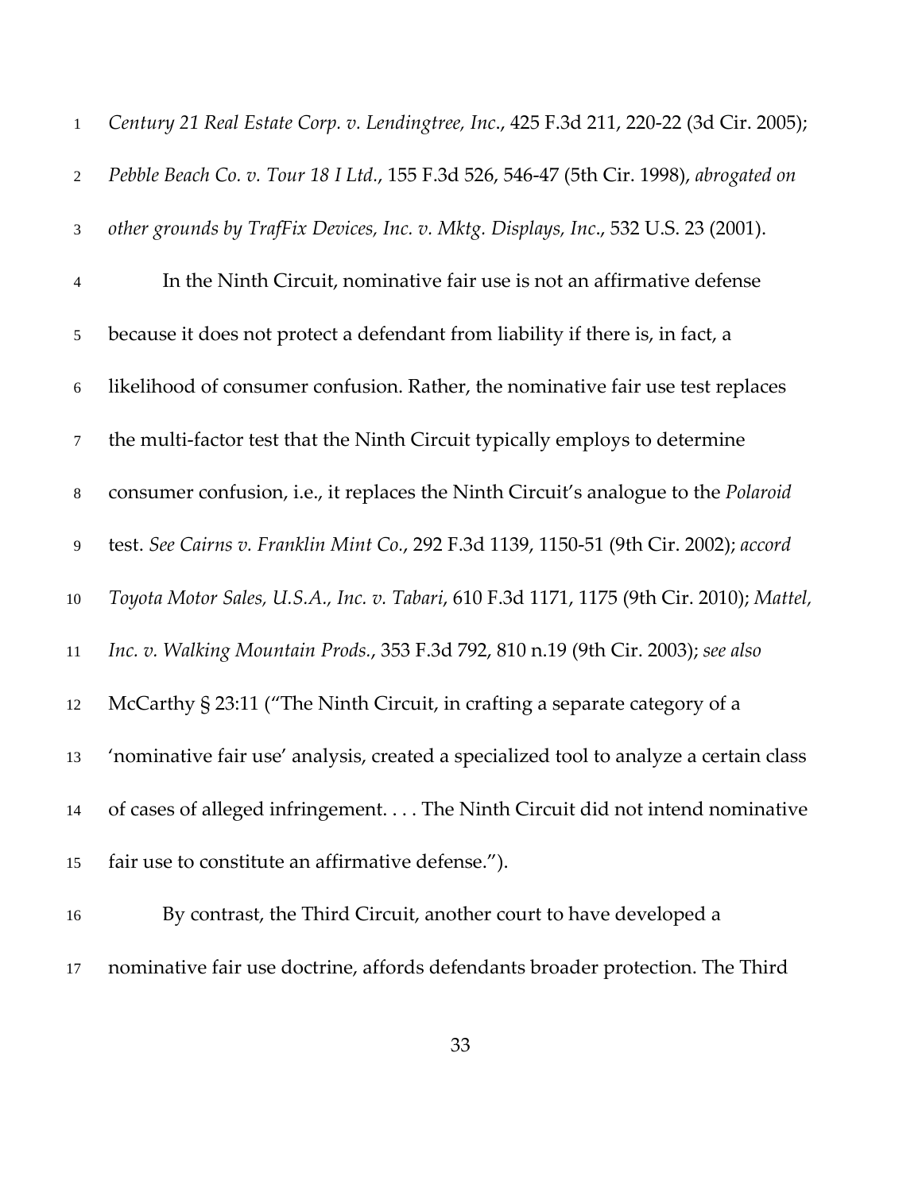*Century 21 Real Estate Corp. v. Lendingtree, Inc.*, 425 F.3d 211, 220-22 (3d Cir. 2005); *Pebble Beach Co. v. Tour 18 I Ltd.*, 155 F.3d 526, 546-47 (5th Cir. 1998), *abrogated on other grounds by TrafFix Devices, Inc. v. Mktg. Displays, Inc.*, 532 U.S. 23 (2001).

In the Ninth Circuit, nominative fair use is not an affirmative defense because it does not protect a defendant from liability if there is, in fact, a likelihood of consumer confusion. Rather, the nominative fair use test replaces the multi-factor test that the Ninth Circuit typically employs to determine consumer confusion, i.e., it replaces the Ninth Circuit's analogue to the *Polaroid* test. *See Cairns v. Franklin Mint Co.*, 292 F.3d 1139, 1150-51 (9th Cir. 2002); *accord Toyota Motor Sales, U.S.A., Inc. v. Tabari*, 610 F.3d 1171, 1175 (9th Cir. 2010); *Mattel, Inc. v. Walking Mountain Prods.*, 353 F.3d 792, 810 n.19 (9th Cir. 2003); *see also* McCarthy § 23:11 ("The Ninth Circuit, in crafting a separate category of a 'nominative fair use' analysis, created a specialized tool to analyze a certain class of cases of alleged infringement. . . . The Ninth Circuit did not intend nominative fair use to constitute an affirmative defense.").

By contrast, the Third Circuit, another court to have developed a nominative fair use doctrine, affords defendants broader protection. The Third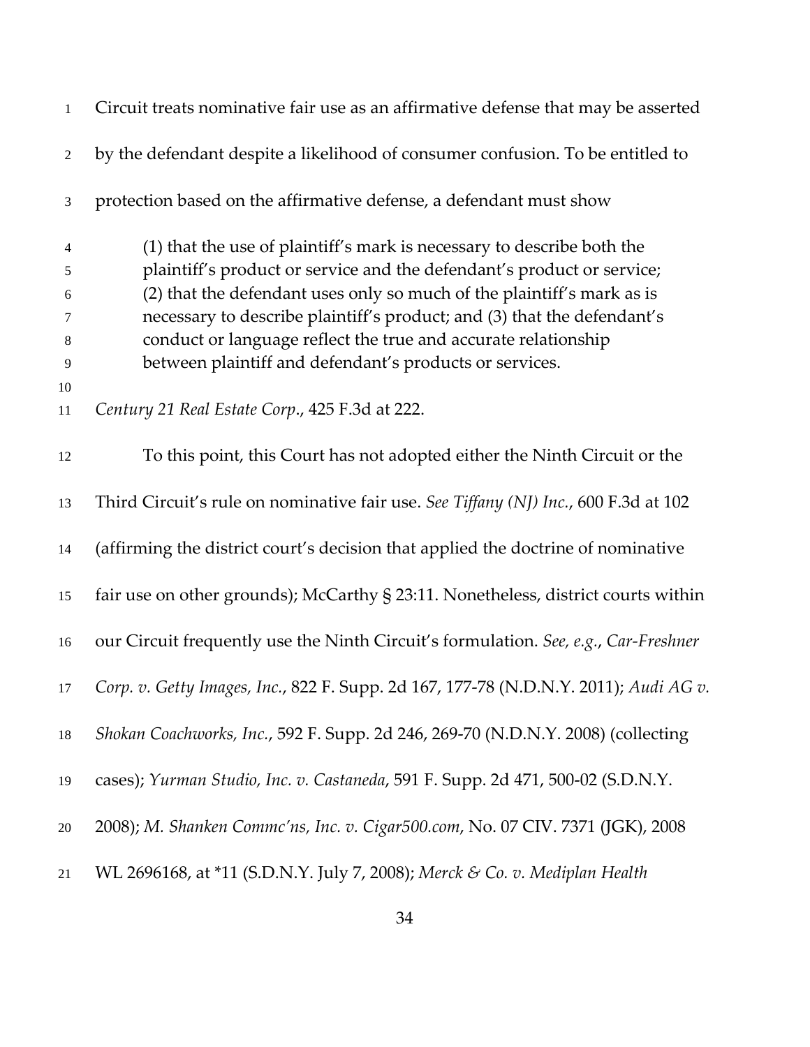Circuit treats nominative fair use as an affirmative defense that may be asserted by the defendant despite a likelihood of consumer confusion. To be entitled to protection based on the affirmative defense, a defendant must show

> (1) that the use of plaintiff's mark is necessary to describe both the plaintiff's product or service and the defendant's product or service; (2) that the defendant uses only so much of the plaintiff's mark as is necessary to describe plaintiff's product; and (3) that the defendant's conduct or language reflect the true and accurate relationship between plaintiff and defendant's products or services.

*Century 21 Real Estate Corp*., 425 F.3d at 222.

To this point, this Court has not adopted either the Ninth Circuit or the Third Circuit's rule on nominative fair use. *See Tiffany (NJ) Inc.*, 600 F.3d at 102 (affirming the district court's decision that applied the doctrine of nominative fair use on other grounds); McCarthy § 23:11. Nonetheless, district courts within our Circuit frequently use the Ninth Circuit's formulation. *See, e.g.*, *Car-Freshner Corp. v. Getty Images, Inc.*, 822 F. Supp. 2d 167, 177-78 (N.D.N.Y. 2011); *Audi AG v. Shokan Coachworks, Inc.*, 592 F. Supp. 2d 246, 269-70 (N.D.N.Y. 2008) (collecting cases); *Yurman Studio, Inc. v. Castaneda*, 591 F. Supp. 2d 471, 500-02 (S.D.N.Y. 2008); *M. Shanken Commc'ns, Inc. v. Cigar500.com*, No. 07 CIV. 7371 (JGK), 2008 WL 2696168, at *11 (S.D.N.Y. July 7, 2008); *Merck & Co. v. Mediplan Health*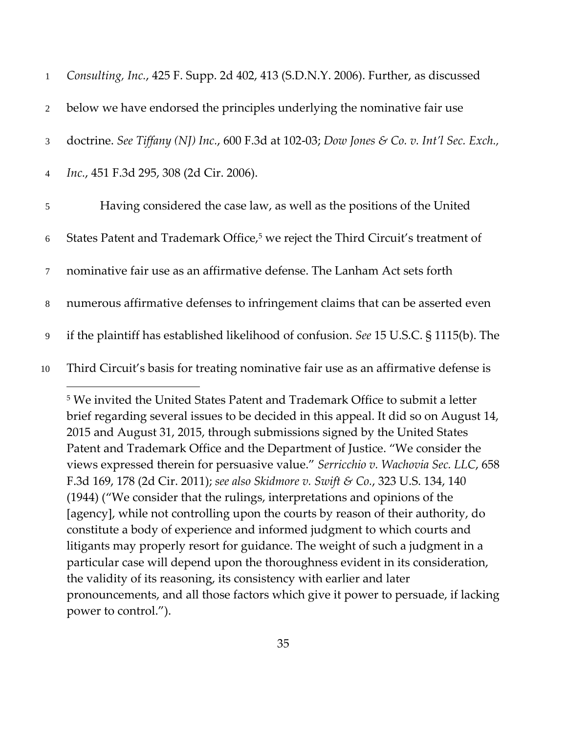*Consulting, Inc.*, 425 F. Supp. 2d 402, 413 (S.D.N.Y. 2006). Further, as discussed below we have endorsed the principles underlying the nominative fair use doctrine. *See Tiffany (NJ) Inc.*, 600 F.3d at 102-03; *Dow Jones & Co. v. Int'l Sec. Exch., Inc.*, 451 F.3d 295, 308 (2d Cir. 2006).

Having considered the case law, as well as the positions of the United States Patent and Trademark Office,[5] we reject the Third Circuit's treatment of nominative fair use as an affirmative defense. The Lanham Act sets forth numerous affirmative defenses to infringement claims that can be asserted even if the plaintiff has established likelihood of confusion. *See* 15 U.S.C. § 1115(b). The Third Circuit's basis for treating nominative fair use as an affirmative defense is

[5] We invited the United States Patent and Trademark Office to submit a letter brief regarding several issues to be decided in this appeal. It did so on August 14, 2015 and August 31, 2015, through submissions signed by the United States Patent and Trademark Office and the Department of Justice. "We consider the views expressed therein for persuasive value." *Serricchio v. Wachovia Sec. LLC*, 658 F.3d 169, 178 (2d Cir. 2011); *see also Skidmore v. Swift & Co.*, 323 U.S. 134, 140 (1944) ("We consider that the rulings, interpretations and opinions of the [agency], while not controlling upon the courts by reason of their authority, do constitute a body of experience and informed judgment to which courts and litigants may properly resort for guidance. The weight of such a judgment in a particular case will depend upon the thoroughness evident in its consideration, the validity of its reasoning, its consistency with earlier and later pronouncements, and all those factors which give it power to persuade, if lacking power to control.").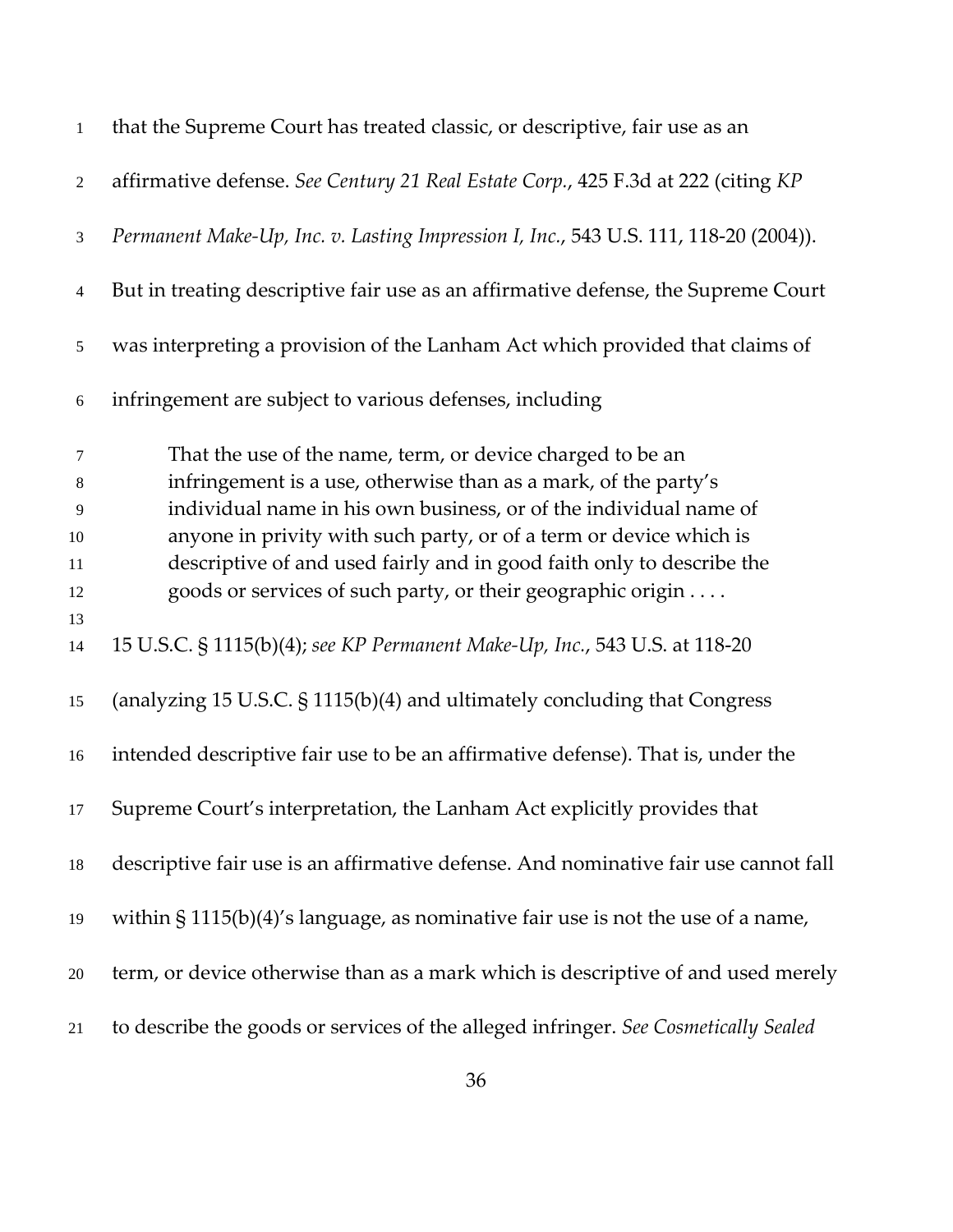that the Supreme Court has treated classic, or descriptive, fair use as an affirmative defense. *See Century 21 Real Estate Corp.*, 425 F.3d at 222 (citing *KP Permanent Make-Up, Inc. v. Lasting Impression I, Inc.*, 543 U.S. 111, 118-20 (2004)). But in treating descriptive fair use as an affirmative defense, the Supreme Court was interpreting a provision of the Lanham Act which provided that claims of infringement are subject to various defenses, including

> That the use of the name, term, or device charged to be an infringement is a use, otherwise than as a mark, of the party's individual name in his own business, or of the individual name of anyone in privity with such party, or of a term or device which is descriptive of and used fairly and in good faith only to describe the goods or services of such party, or their geographic origin . . . .

15 U.S.C. § 1115(b)(4); *see KP Permanent Make-Up, Inc.*, 543 U.S. at 118-20 (analyzing 15 U.S.C. § 1115(b)(4) and ultimately concluding that Congress intended descriptive fair use to be an affirmative defense). That is, under the Supreme Court's interpretation, the Lanham Act explicitly provides that descriptive fair use is an affirmative defense. And nominative fair use cannot fall within § 1115(b)(4)'s language, as nominative fair use is not the use of a name, term, or device otherwise than as a mark which is descriptive of and used merely to describe the goods or services of the alleged infringer. *See Cosmetically Sealed*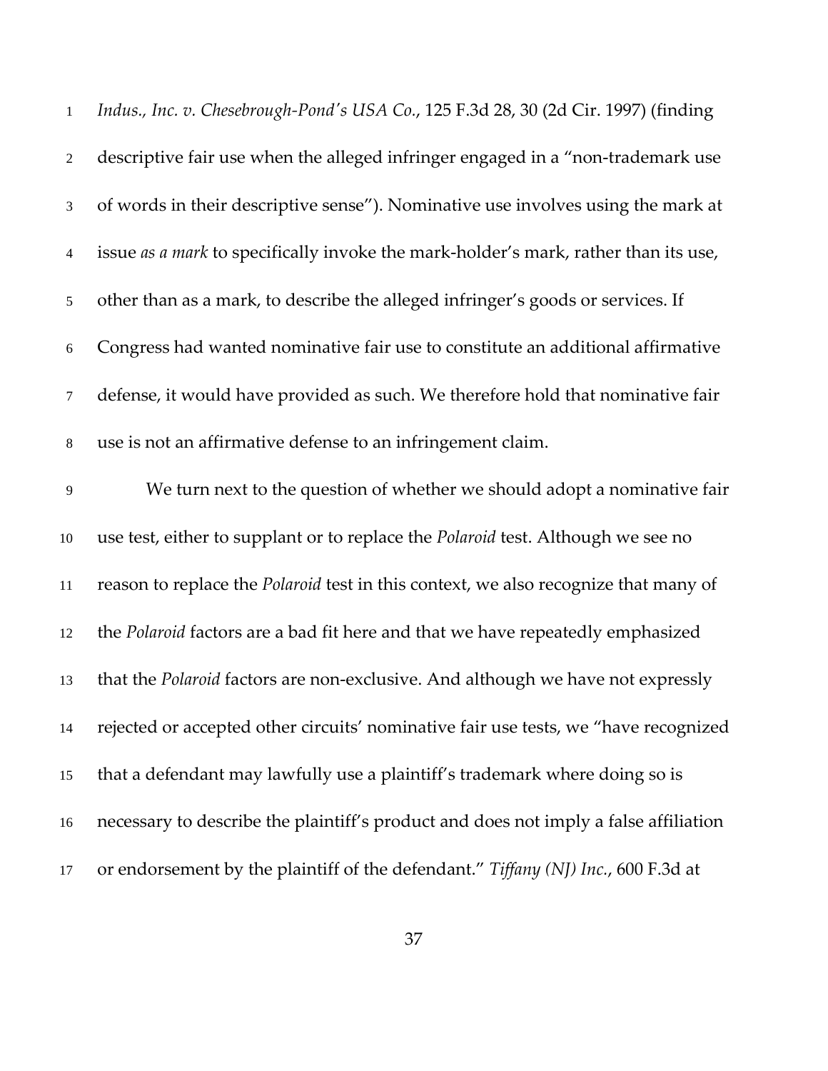*Indus., Inc. v. Chesebrough-Pond's USA Co.*, 125 F.3d 28, 30 (2d Cir. 1997) (finding descriptive fair use when the alleged infringer engaged in a "non-trademark use of words in their descriptive sense"). Nominative use involves using the mark at issue *as a mark* to specifically invoke the mark-holder's mark, rather than its use, other than as a mark, to describe the alleged infringer's goods or services. If Congress had wanted nominative fair use to constitute an additional affirmative defense, it would have provided as such. We therefore hold that nominative fair use is not an affirmative defense to an infringement claim.

We turn next to the question of whether we should adopt a nominative fair use test, either to supplant or to replace the *Polaroid* test. Although we see no reason to replace the *Polaroid* test in this context, we also recognize that many of the *Polaroid* factors are a bad fit here and that we have repeatedly emphasized that the *Polaroid* factors are non-exclusive. And although we have not expressly rejected or accepted other circuits' nominative fair use tests, we "have recognized that a defendant may lawfully use a plaintiff's trademark where doing so is necessary to describe the plaintiff's product and does not imply a false affiliation or endorsement by the plaintiff of the defendant." *Tiffany (NJ) Inc.*, 600 F.3d at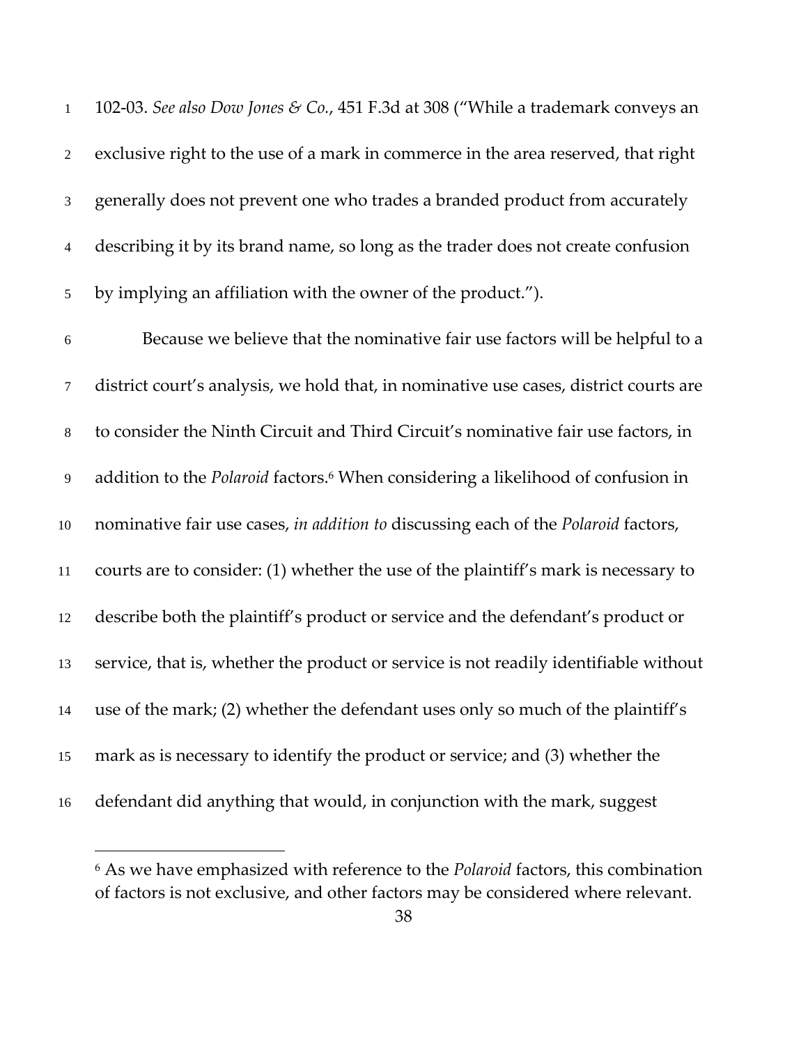102-03. *See also Dow Jones & Co.*, 451 F.3d at 308 ("While a trademark conveys an exclusive right to the use of a mark in commerce in the area reserved, that right generally does not prevent one who trades a branded product from accurately describing it by its brand name, so long as the trader does not create confusion by implying an affiliation with the owner of the product.").

Because we believe that the nominative fair use factors will be helpful to a district court's analysis, we hold that, in nominative use cases, district courts are to consider the Ninth Circuit and Third Circuit's nominative fair use factors, in addition to the *Polaroid* factors.[6] When considering a likelihood of confusion in nominative fair use cases, *in addition to* discussing each of the *Polaroid* factors, courts are to consider: (1) whether the use of the plaintiff's mark is necessary to describe both the plaintiff's product or service and the defendant's product or service, that is, whether the product or service is not readily identifiable without use of the mark; (2) whether the defendant uses only so much of the plaintiff's mark as is necessary to identify the product or service; and (3) whether the defendant did anything that would, in conjunction with the mark, suggest

[6] As we have emphasized with reference to the *Polaroid* factors, this combination of factors is not exclusive, and other factors may be considered where relevant.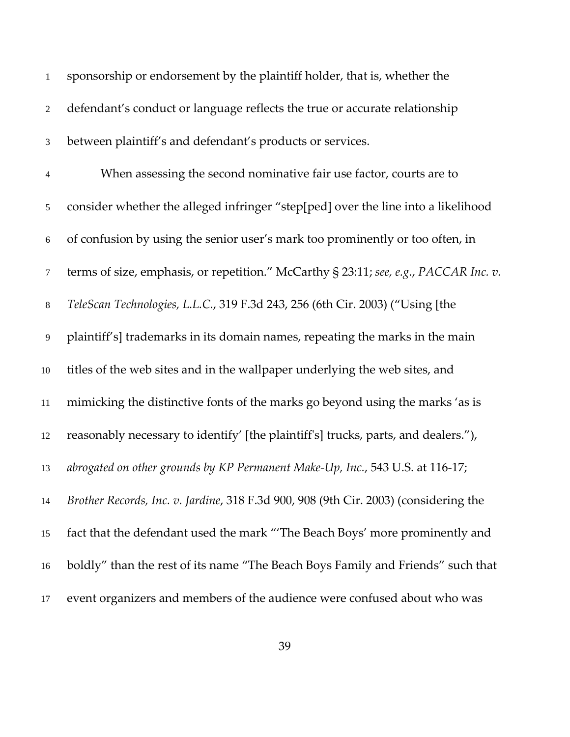sponsorship or endorsement by the plaintiff holder, that is, whether the defendant's conduct or language reflects the true or accurate relationship between plaintiff's and defendant's products or services.

When assessing the second nominative fair use factor, courts are to consider whether the alleged infringer "step[ped] over the line into a likelihood of confusion by using the senior user's mark too prominently or too often, in terms of size, emphasis, or repetition." McCarthy § 23:11; *see, e.g.*, *PACCAR Inc. v. TeleScan Technologies, L.L.C.*, 319 F.3d 243, 256 (6th Cir. 2003) ("Using [the plaintiff's] trademarks in its domain names, repeating the marks in the main titles of the web sites and in the wallpaper underlying the web sites, and mimicking the distinctive fonts of the marks go beyond using the marks 'as is reasonably necessary to identify' [the plaintiff's] trucks, parts, and dealers."), *abrogated on other grounds by KP Permanent Make-Up, Inc.*, 543 U.S. at 116-17; *Brother Records, Inc. v. Jardine*, 318 F.3d 900, 908 (9th Cir. 2003) (considering the fact that the defendant used the mark "'The Beach Boys' more prominently and boldly" than the rest of its name "The Beach Boys Family and Friends" such that event organizers and members of the audience were confused about who was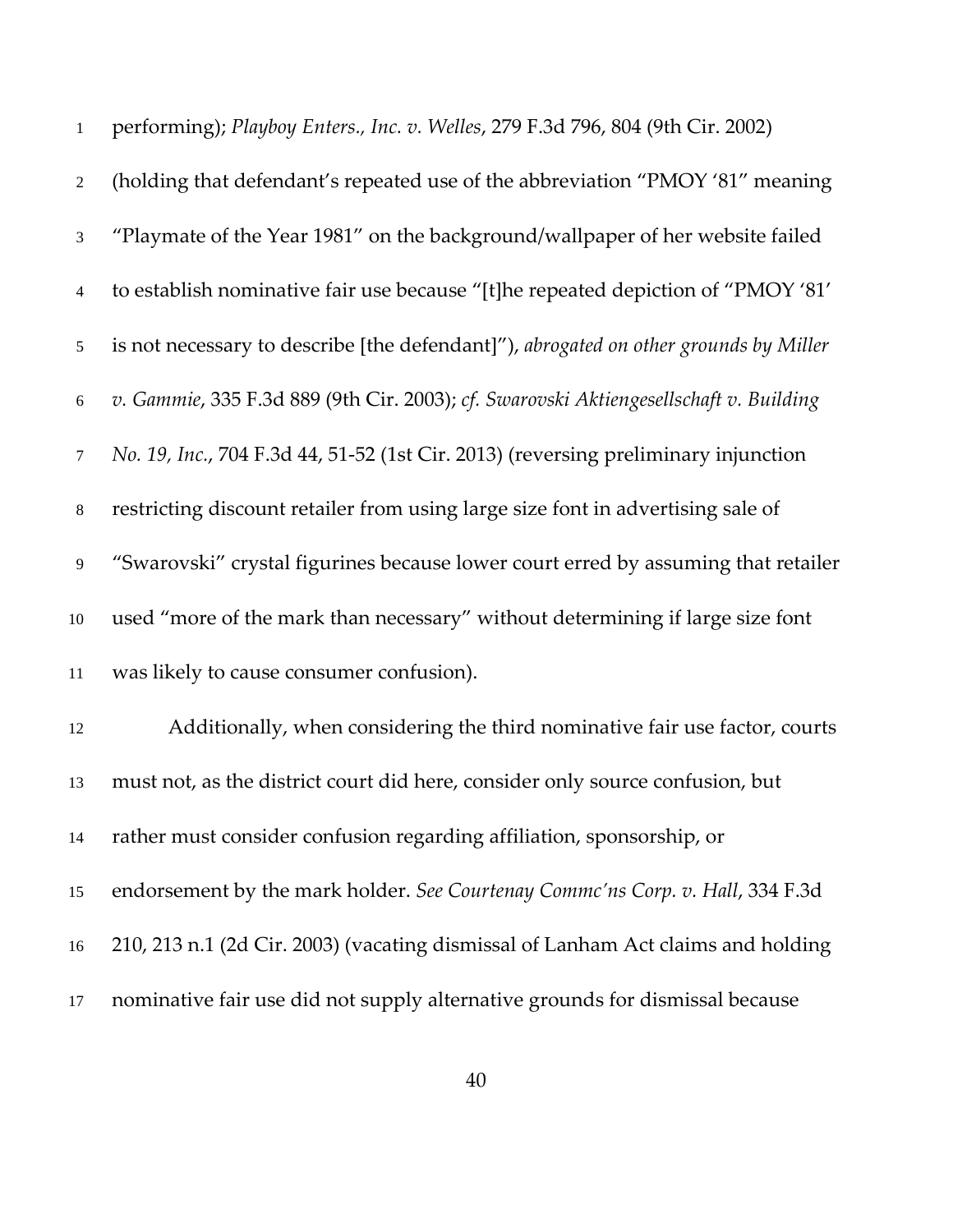performing); *Playboy Enters., Inc. v. Welles*, 279 F.3d 796, 804 (9th Cir. 2002) (holding that defendant's repeated use of the abbreviation "PMOY '81" meaning "Playmate of the Year 1981" on the background/wallpaper of her website failed to establish nominative fair use because "[t]he repeated depiction of "PMOY '81' is not necessary to describe [the defendant]"), *abrogated on other grounds by Miller v. Gammie*, 335 F.3d 889 (9th Cir. 2003); *cf. Swarovski Aktiengesellschaft v. Building No. 19, Inc.*, 704 F.3d 44, 51-52 (1st Cir. 2013) (reversing preliminary injunction restricting discount retailer from using large size font in advertising sale of "Swarovski" crystal figurines because lower court erred by assuming that retailer used "more of the mark than necessary" without determining if large size font was likely to cause consumer confusion).

Additionally, when considering the third nominative fair use factor, courts must not, as the district court did here, consider only source confusion, but rather must consider confusion regarding affiliation, sponsorship, or endorsement by the mark holder. *See Courtenay Commc'ns Corp. v. Hall*, 334 F.3d 210, 213 n.1 (2d Cir. 2003) (vacating dismissal of Lanham Act claims and holding nominative fair use did not supply alternative grounds for dismissal because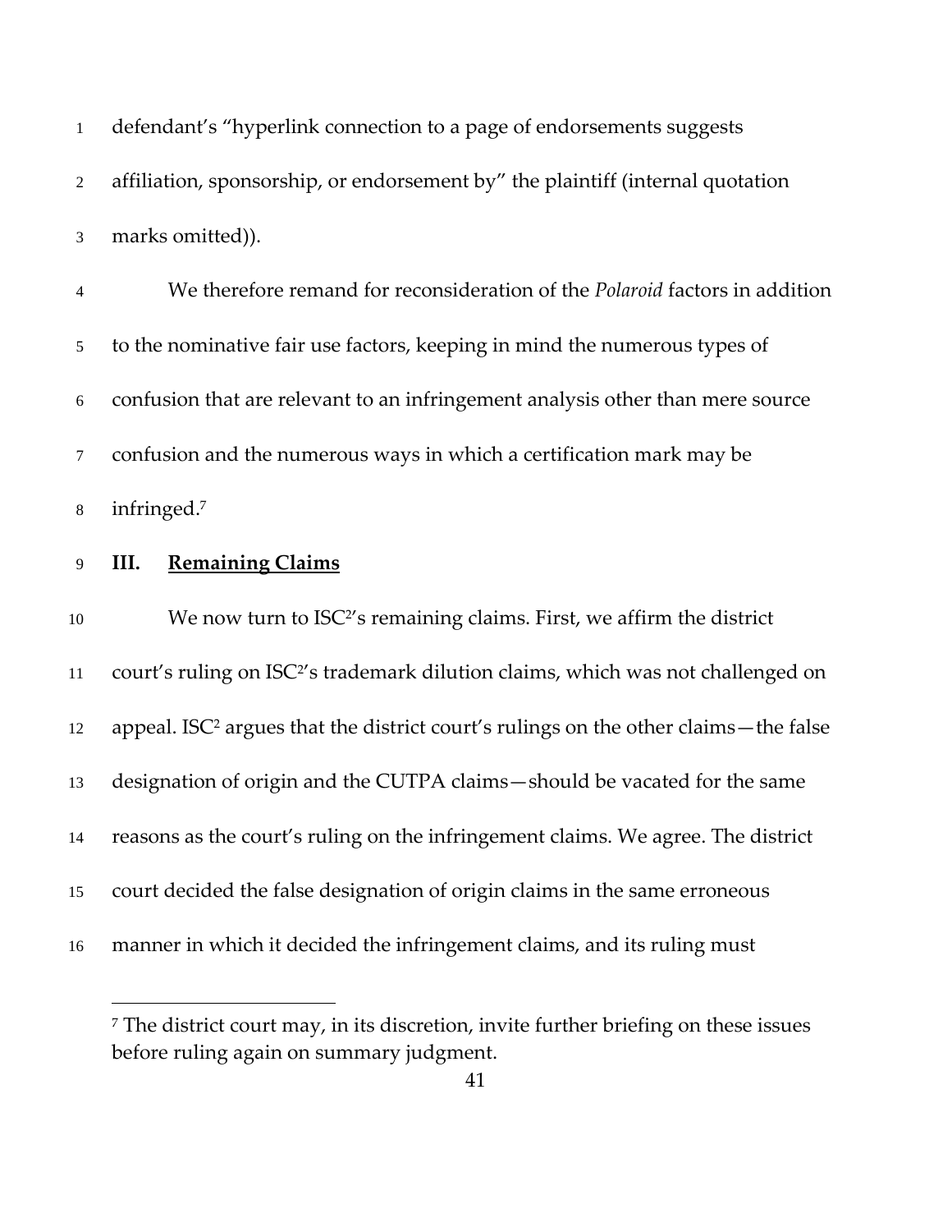defendant's "hyperlink connection to a page of endorsements suggests affiliation, sponsorship, or endorsement by" the plaintiff (internal quotation marks omitted)).

We therefore remand for reconsideration of the *Polaroid* factors in addition to the nominative fair use factors, keeping in mind the numerous types of confusion that are relevant to an infringement analysis other than mere source confusion and the numerous ways in which a certification mark may be infringed.[7]

## III. Remaining Claims

We now turn to ISC$^2$'s remaining claims. First, we affirm the district court's ruling on ISC$^2$'s trademark dilution claims, which was not challenged on appeal. ISC$^2$ argues that the district court's rulings on the other claims—the false designation of origin and the CUTPA claims—should be vacated for the same reasons as the court's ruling on the infringement claims. We agree. The district court decided the false designation of origin claims in the same erroneous manner in which it decided the infringement claims, and its ruling must

---

[7] The district court may, in its discretion, invite further briefing on these issues before ruling again on summary judgment.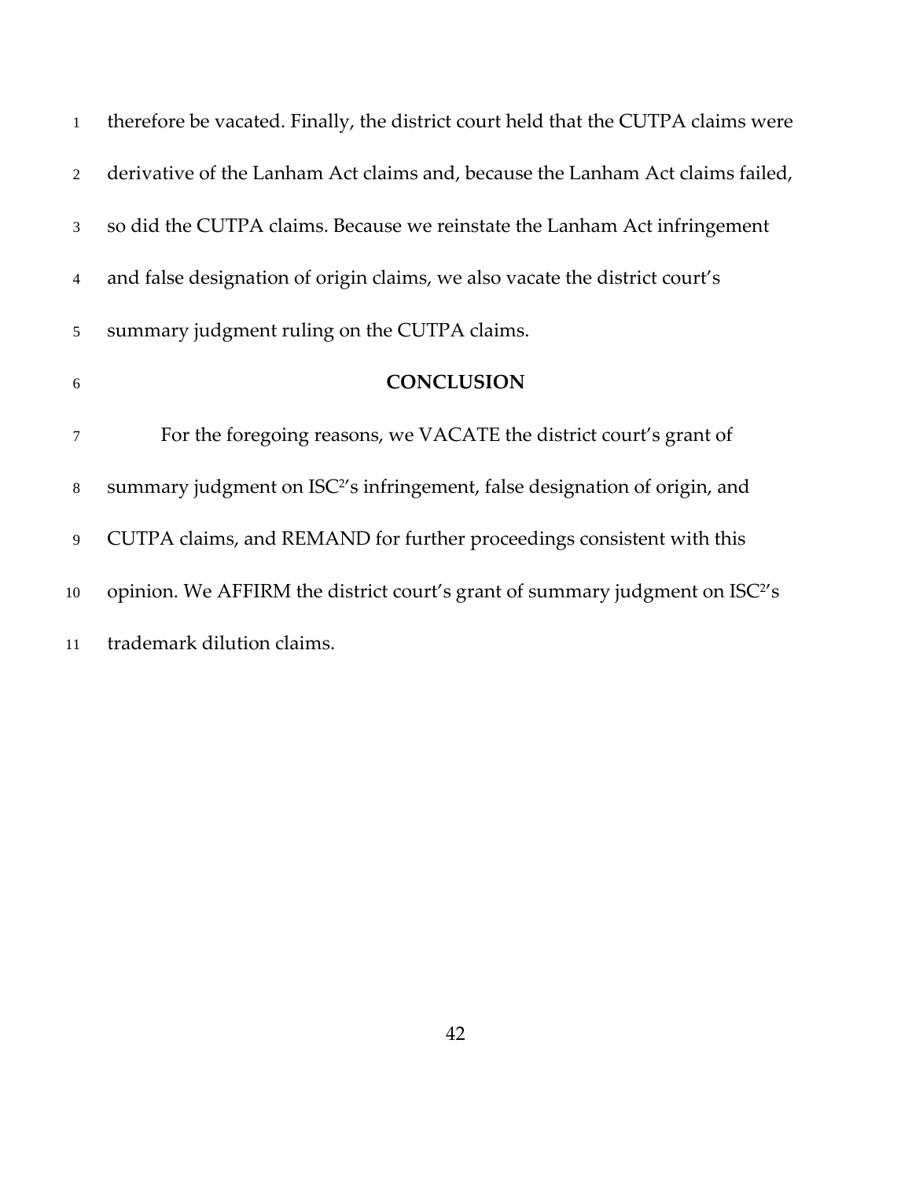therefore be vacated. Finally, the district court held that the CUTPA claims were derivative of the Lanham Act claims and, because the Lanham Act claims failed, so did the CUTPA claims. Because we reinstate the Lanham Act infringement and false designation of origin claims, we also vacate the district court's summary judgment ruling on the CUTPA claims.

## CONCLUSION

For the foregoing reasons, we VACATE the district court's grant of summary judgment on ISC²'s infringement, false designation of origin, and CUTPA claims, and REMAND for further proceedings consistent with this opinion. We AFFIRM the district court's grant of summary judgment on ISC²'s trademark dilution claims.